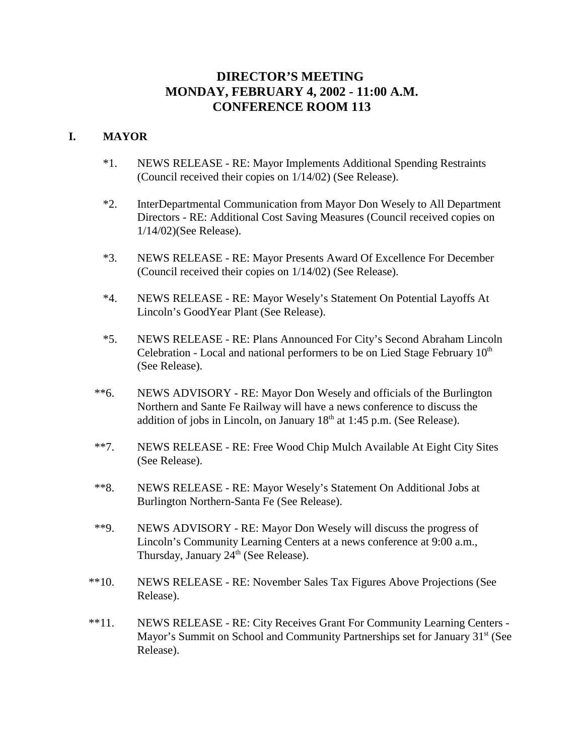# DIRECTOR'S MEETING
# MONDAY, FEBRUARY 4, 2002 - 11:00 A.M.
# CONFERENCE ROOM 113

## I. MAYOR

*1. NEWS RELEASE - RE: Mayor Implements Additional Spending Restraints (Council received their copies on 1/14/02) (See Release).

*2. InterDepartmental Communication from Mayor Don Wesely to All Department Directors - RE: Additional Cost Saving Measures (Council received copies on 1/14/02)(See Release).

*3. NEWS RELEASE - RE: Mayor Presents Award Of Excellence For December (Council received their copies on 1/14/02) (See Release).

*4. NEWS RELEASE - RE: Mayor Wesely's Statement On Potential Layoffs At Lincoln's GoodYear Plant (See Release).

*5. NEWS RELEASE - RE: Plans Announced For City's Second Abraham Lincoln Celebration - Local and national performers to be on Lied Stage February 10th (See Release).

**6. NEWS ADVISORY - RE: Mayor Don Wesely and officials of the Burlington Northern and Sante Fe Railway will have a news conference to discuss the addition of jobs in Lincoln, on January 18th at 1:45 p.m. (See Release).

**7. NEWS RELEASE - RE: Free Wood Chip Mulch Available At Eight City Sites (See Release).

**8. NEWS RELEASE - RE: Mayor Wesely's Statement On Additional Jobs at Burlington Northern-Santa Fe (See Release).

**9. NEWS ADVISORY - RE: Mayor Don Wesely will discuss the progress of Lincoln's Community Learning Centers at a news conference at 9:00 a.m., Thursday, January 24th (See Release).

**10. NEWS RELEASE - RE: November Sales Tax Figures Above Projections (See Release).

**11. NEWS RELEASE - RE: City Receives Grant For Community Learning Centers - Mayor's Summit on School and Community Partnerships set for January 31st (See Release).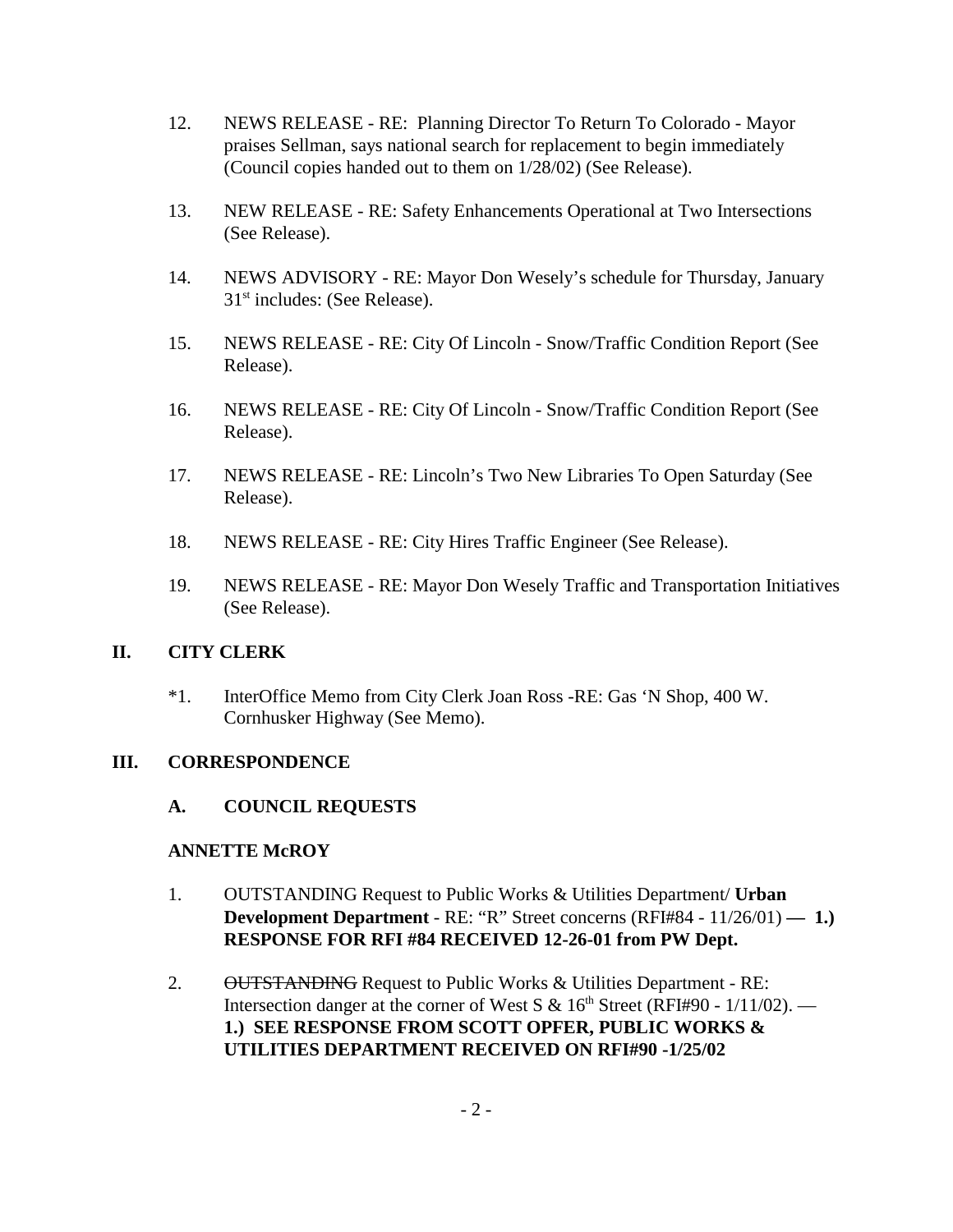12. NEWS RELEASE - RE: Planning Director To Return To Colorado - Mayor praises Sellman, says national search for replacement to begin immediately (Council copies handed out to them on 1/28/02) (See Release).

13. NEW RELEASE - RE: Safety Enhancements Operational at Two Intersections (See Release).

14. NEWS ADVISORY - RE: Mayor Don Wesely's schedule for Thursday, January 31st includes: (See Release).

15. NEWS RELEASE - RE: City Of Lincoln - Snow/Traffic Condition Report (See Release).

16. NEWS RELEASE - RE: City Of Lincoln - Snow/Traffic Condition Report (See Release).

17. NEWS RELEASE - RE: Lincoln's Two New Libraries To Open Saturday (See Release).

18. NEWS RELEASE - RE: City Hires Traffic Engineer (See Release).

19. NEWS RELEASE - RE: Mayor Don Wesely Traffic and Transportation Initiatives (See Release).

## II. CITY CLERK

*1. InterOffice Memo from City Clerk Joan Ross -RE: Gas 'N Shop, 400 W. Cornhusker Highway (See Memo).

## III. CORRESPONDENCE

### A. COUNCIL REQUESTS

**ANNETTE McROY**

1. OUTSTANDING Request to Public Works & Utilities Department/ **Urban Development Department** - RE: "R" Street concerns (RFI#84 - 11/26/01) **— 1.) RESPONSE FOR RFI #84 RECEIVED 12-26-01 from PW Dept.**

2. ~~OUTSTANDING~~ Request to Public Works & Utilities Department - RE: Intersection danger at the corner of West S & 16th Street (RFI#90 - 1/11/02). — **1.) SEE RESPONSE FROM SCOTT OPFER, PUBLIC WORKS & UTILITIES DEPARTMENT RECEIVED ON RFI#90 -1/25/02**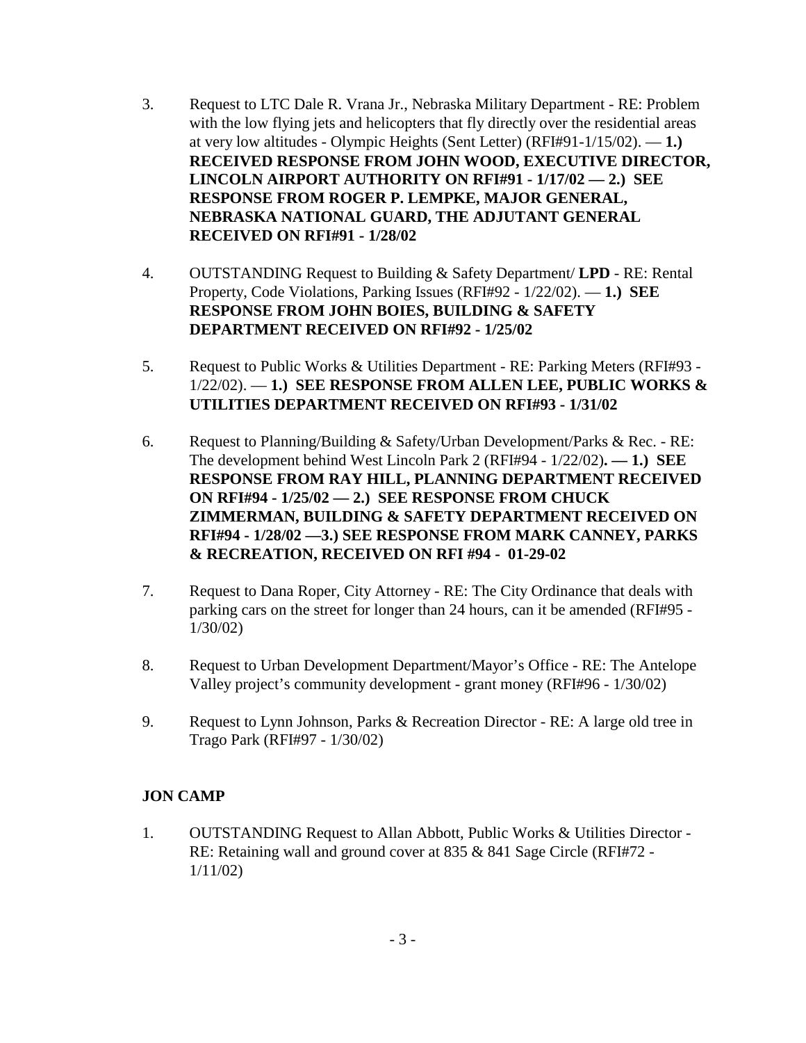3. Request to LTC Dale R. Vrana Jr., Nebraska Military Department - RE: Problem with the low flying jets and helicopters that fly directly over the residential areas at very low altitudes - Olympic Heights (Sent Letter) (RFI#91-1/15/02). — **1.) RECEIVED RESPONSE FROM JOHN WOOD, EXECUTIVE DIRECTOR, LINCOLN AIRPORT AUTHORITY ON RFI#91 - 1/17/02 — 2.) SEE RESPONSE FROM ROGER P. LEMPKE, MAJOR GENERAL, NEBRASKA NATIONAL GUARD, THE ADJUTANT GENERAL RECEIVED ON RFI#91 - 1/28/02**

4. OUTSTANDING Request to Building & Safety Department/ **LPD** - RE: Rental Property, Code Violations, Parking Issues (RFI#92 - 1/22/02). — **1.) SEE RESPONSE FROM JOHN BOIES, BUILDING & SAFETY DEPARTMENT RECEIVED ON RFI#92 - 1/25/02**

5. Request to Public Works & Utilities Department - RE: Parking Meters (RFI#93 - 1/22/02). — **1.) SEE RESPONSE FROM ALLEN LEE, PUBLIC WORKS & UTILITIES DEPARTMENT RECEIVED ON RFI#93 - 1/31/02**

6. Request to Planning/Building & Safety/Urban Development/Parks & Rec. - RE: The development behind West Lincoln Park 2 (RFI#94 - 1/22/02)**. — 1.) SEE RESPONSE FROM RAY HILL, PLANNING DEPARTMENT RECEIVED ON RFI#94 - 1/25/02 — 2.) SEE RESPONSE FROM CHUCK ZIMMERMAN, BUILDING & SAFETY DEPARTMENT RECEIVED ON RFI#94 - 1/28/02 —3.) SEE RESPONSE FROM MARK CANNEY, PARKS & RECREATION, RECEIVED ON RFI #94 - 01-29-02**

7. Request to Dana Roper, City Attorney - RE: The City Ordinance that deals with parking cars on the street for longer than 24 hours, can it be amended (RFI#95 - 1/30/02)

8. Request to Urban Development Department/Mayor's Office - RE: The Antelope Valley project's community development - grant money (RFI#96 - 1/30/02)

9. Request to Lynn Johnson, Parks & Recreation Director - RE: A large old tree in Trago Park (RFI#97 - 1/30/02)

**JON CAMP**

1. OUTSTANDING Request to Allan Abbott, Public Works & Utilities Director - RE: Retaining wall and ground cover at 835 & 841 Sage Circle (RFI#72 - 1/11/02)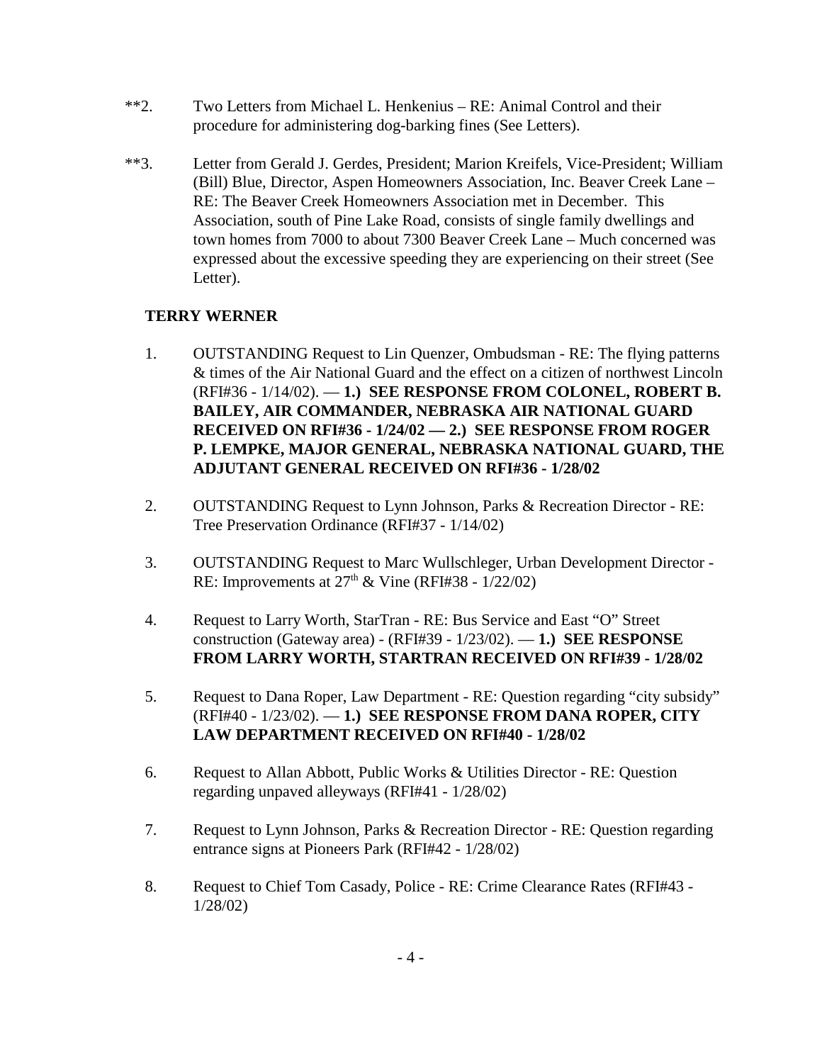**2. Two Letters from Michael L. Henkenius – RE: Animal Control and their procedure for administering dog-barking fines (See Letters).

**3. Letter from Gerald J. Gerdes, President; Marion Kreifels, Vice-President; William (Bill) Blue, Director, Aspen Homeowners Association, Inc. Beaver Creek Lane – RE: The Beaver Creek Homeowners Association met in December. This Association, south of Pine Lake Road, consists of single family dwellings and town homes from 7000 to about 7300 Beaver Creek Lane – Much concerned was expressed about the excessive speeding they are experiencing on their street (See Letter).

**TERRY WERNER**

1. OUTSTANDING Request to Lin Quenzer, Ombudsman - RE: The flying patterns & times of the Air National Guard and the effect on a citizen of northwest Lincoln (RFI#36 - 1/14/02). — **1.) SEE RESPONSE FROM COLONEL, ROBERT B. BAILEY, AIR COMMANDER, NEBRASKA AIR NATIONAL GUARD RECEIVED ON RFI#36 - 1/24/02 — 2.) SEE RESPONSE FROM ROGER P. LEMPKE, MAJOR GENERAL, NEBRASKA NATIONAL GUARD, THE ADJUTANT GENERAL RECEIVED ON RFI#36 - 1/28/02**

2. OUTSTANDING Request to Lynn Johnson, Parks & Recreation Director - RE: Tree Preservation Ordinance (RFI#37 - 1/14/02)

3. OUTSTANDING Request to Marc Wullschleger, Urban Development Director - RE: Improvements at 27th & Vine (RFI#38 - 1/22/02)

4. Request to Larry Worth, StarTran - RE: Bus Service and East "O" Street construction (Gateway area) - (RFI#39 - 1/23/02). — **1.) SEE RESPONSE FROM LARRY WORTH, STARTRAN RECEIVED ON RFI#39 - 1/28/02**

5. Request to Dana Roper, Law Department - RE: Question regarding "city subsidy" (RFI#40 - 1/23/02). — **1.) SEE RESPONSE FROM DANA ROPER, CITY LAW DEPARTMENT RECEIVED ON RFI#40 - 1/28/02**

6. Request to Allan Abbott, Public Works & Utilities Director - RE: Question regarding unpaved alleyways (RFI#41 - 1/28/02)

7. Request to Lynn Johnson, Parks & Recreation Director - RE: Question regarding entrance signs at Pioneers Park (RFI#42 - 1/28/02)

8. Request to Chief Tom Casady, Police - RE: Crime Clearance Rates (RFI#43 - 1/28/02)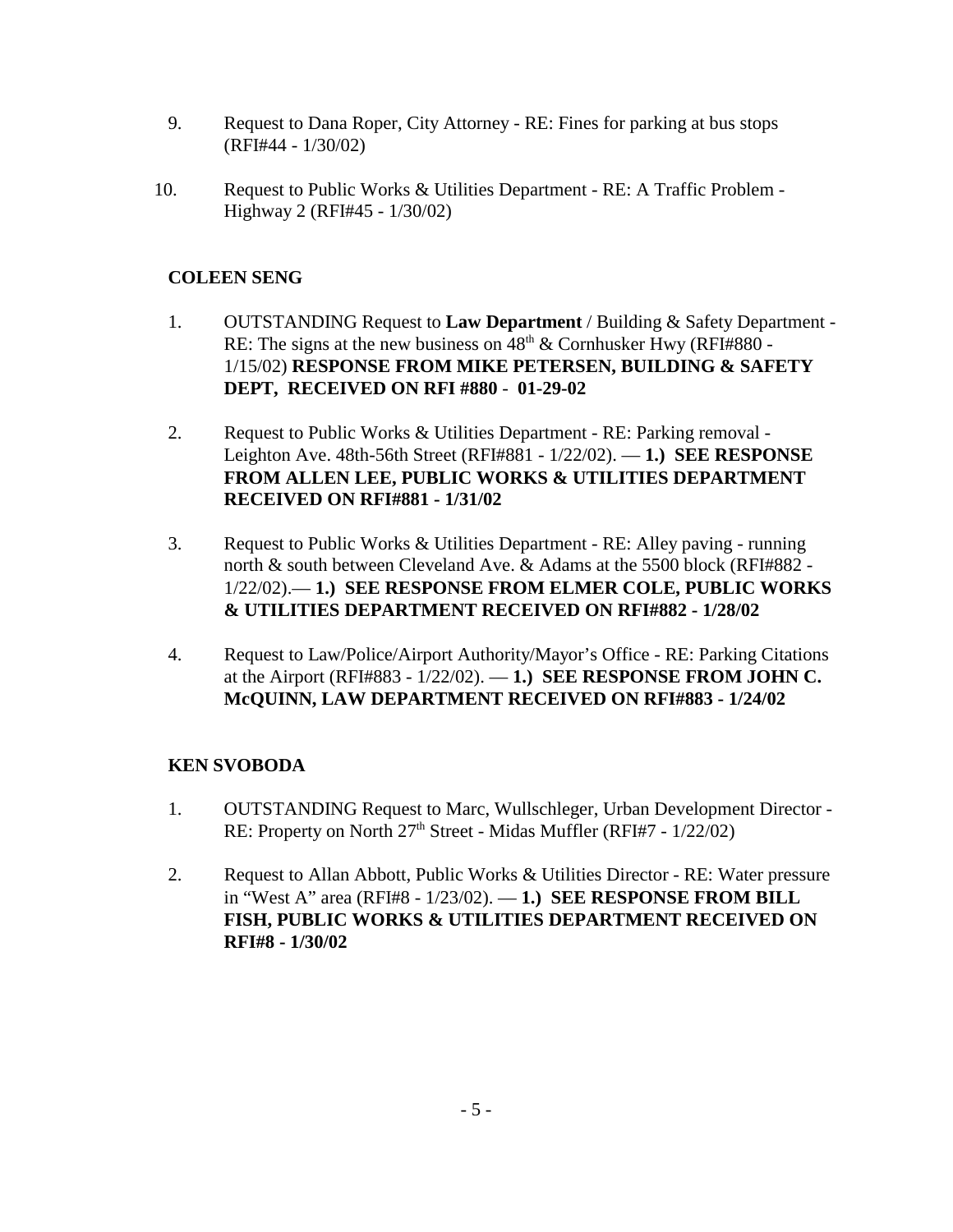9. Request to Dana Roper, City Attorney - RE: Fines for parking at bus stops (RFI#44 - 1/30/02)

10. Request to Public Works & Utilities Department - RE: A Traffic Problem - Highway 2 (RFI#45 - 1/30/02)

**COLEEN SENG**

1. OUTSTANDING Request to **Law Department** / Building & Safety Department - RE: The signs at the new business on 48th & Cornhusker Hwy (RFI#880 - 1/15/02) **RESPONSE FROM MIKE PETERSEN, BUILDING & SAFETY DEPT, RECEIVED ON RFI #880 - 01-29-02**

2. Request to Public Works & Utilities Department - RE: Parking removal - Leighton Ave. 48th-56th Street (RFI#881 - 1/22/02). — **1.) SEE RESPONSE FROM ALLEN LEE, PUBLIC WORKS & UTILITIES DEPARTMENT RECEIVED ON RFI#881 - 1/31/02**

3. Request to Public Works & Utilities Department - RE: Alley paving - running north & south between Cleveland Ave. & Adams at the 5500 block (RFI#882 - 1/22/02).— **1.) SEE RESPONSE FROM ELMER COLE, PUBLIC WORKS & UTILITIES DEPARTMENT RECEIVED ON RFI#882 - 1/28/02**

4. Request to Law/Police/Airport Authority/Mayor's Office - RE: Parking Citations at the Airport (RFI#883 - 1/22/02). — **1.) SEE RESPONSE FROM JOHN C. McQUINN, LAW DEPARTMENT RECEIVED ON RFI#883 - 1/24/02**

**KEN SVOBODA**

1. OUTSTANDING Request to Marc, Wullschleger, Urban Development Director - RE: Property on North 27th Street - Midas Muffler (RFI#7 - 1/22/02)

2. Request to Allan Abbott, Public Works & Utilities Director - RE: Water pressure in "West A" area (RFI#8 - 1/23/02). — **1.) SEE RESPONSE FROM BILL FISH, PUBLIC WORKS & UTILITIES DEPARTMENT RECEIVED ON RFI#8 - 1/30/02**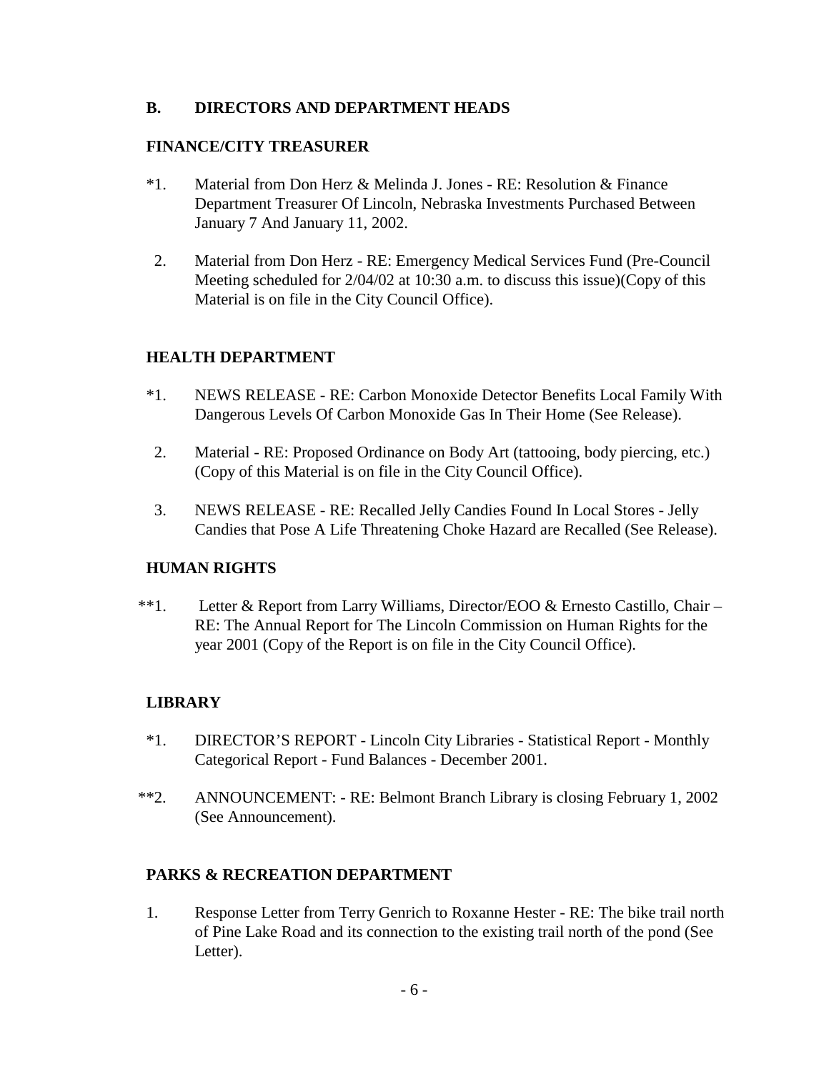## B. DIRECTORS AND DEPARTMENT HEADS

### FINANCE/CITY TREASURER

*1. Material from Don Herz & Melinda J. Jones - RE: Resolution & Finance Department Treasurer Of Lincoln, Nebraska Investments Purchased Between January 7 And January 11, 2002.

2. Material from Don Herz - RE: Emergency Medical Services Fund (Pre-Council Meeting scheduled for 2/04/02 at 10:30 a.m. to discuss this issue)(Copy of this Material is on file in the City Council Office).

### HEALTH DEPARTMENT

*1. NEWS RELEASE - RE: Carbon Monoxide Detector Benefits Local Family With Dangerous Levels Of Carbon Monoxide Gas In Their Home (See Release).

2. Material - RE: Proposed Ordinance on Body Art (tattooing, body piercing, etc.) (Copy of this Material is on file in the City Council Office).

3. NEWS RELEASE - RE: Recalled Jelly Candies Found In Local Stores - Jelly Candies that Pose A Life Threatening Choke Hazard are Recalled (See Release).

### HUMAN RIGHTS

**1. Letter & Report from Larry Williams, Director/EOO & Ernesto Castillo, Chair – RE: The Annual Report for The Lincoln Commission on Human Rights for the year 2001 (Copy of the Report is on file in the City Council Office).

### LIBRARY

*1. DIRECTOR'S REPORT - Lincoln City Libraries - Statistical Report - Monthly Categorical Report - Fund Balances - December 2001.

**2. ANNOUNCEMENT: - RE: Belmont Branch Library is closing February 1, 2002 (See Announcement).

### PARKS & RECREATION DEPARTMENT

1. Response Letter from Terry Genrich to Roxanne Hester - RE: The bike trail north of Pine Lake Road and its connection to the existing trail north of the pond (See Letter).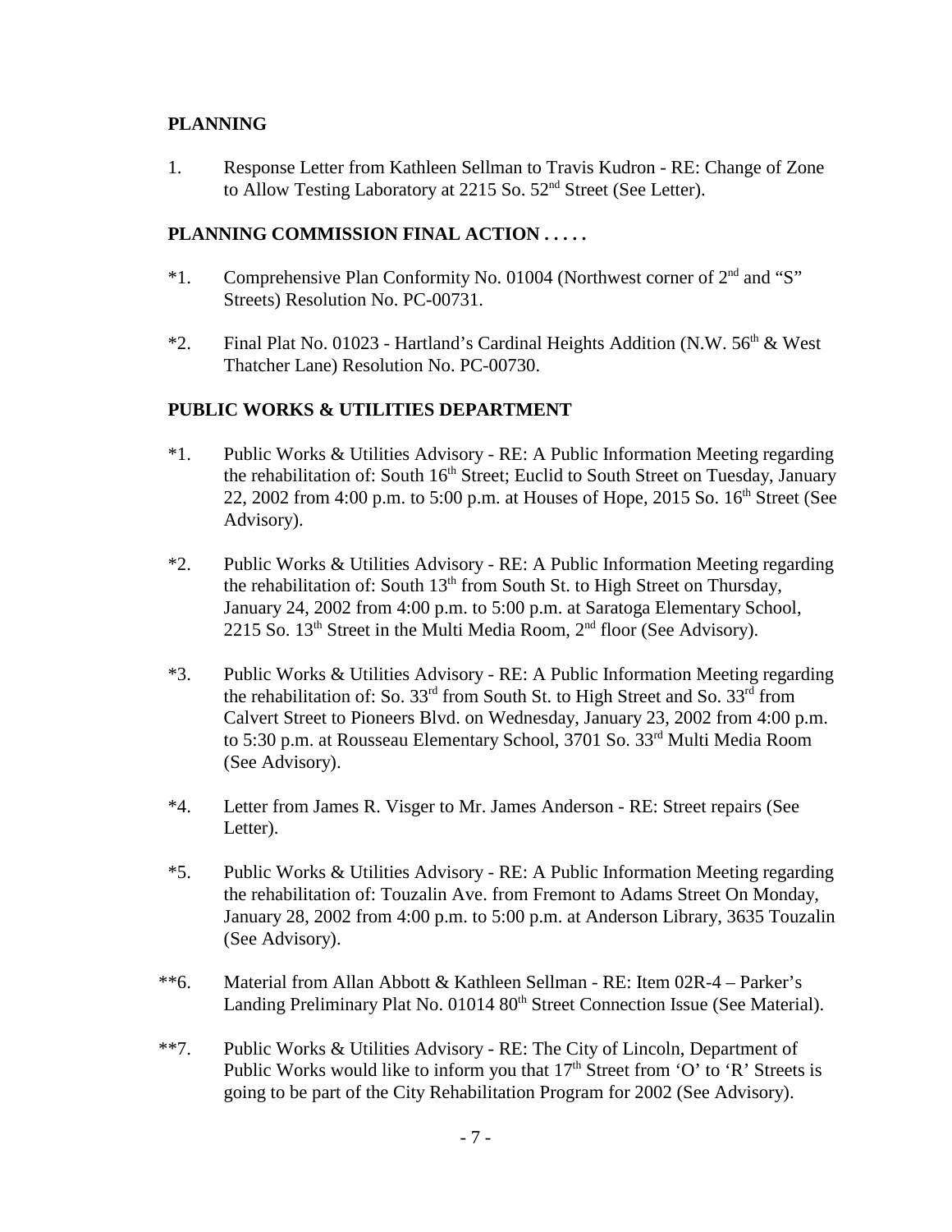**PLANNING**

1. Response Letter from Kathleen Sellman to Travis Kudron - RE: Change of Zone to Allow Testing Laboratory at 2215 So. 52nd Street (See Letter).

**PLANNING COMMISSION FINAL ACTION . . . . .**

*1. Comprehensive Plan Conformity No. 01004 (Northwest corner of 2nd and "S" Streets) Resolution No. PC-00731.

*2. Final Plat No. 01023 - Hartland's Cardinal Heights Addition (N.W. 56th & West Thatcher Lane) Resolution No. PC-00730.

**PUBLIC WORKS & UTILITIES DEPARTMENT**

*1. Public Works & Utilities Advisory - RE: A Public Information Meeting regarding the rehabilitation of: South 16th Street; Euclid to South Street on Tuesday, January 22, 2002 from 4:00 p.m. to 5:00 p.m. at Houses of Hope, 2015 So. 16th Street (See Advisory).

*2. Public Works & Utilities Advisory - RE: A Public Information Meeting regarding the rehabilitation of: South 13th from South St. to High Street on Thursday, January 24, 2002 from 4:00 p.m. to 5:00 p.m. at Saratoga Elementary School, 2215 So. 13th Street in the Multi Media Room, 2nd floor (See Advisory).

*3. Public Works & Utilities Advisory - RE: A Public Information Meeting regarding the rehabilitation of: So. 33rd from South St. to High Street and So. 33rd from Calvert Street to Pioneers Blvd. on Wednesday, January 23, 2002 from 4:00 p.m. to 5:30 p.m. at Rousseau Elementary School, 3701 So. 33rd Multi Media Room (See Advisory).

*4. Letter from James R. Visger to Mr. James Anderson - RE: Street repairs (See Letter).

*5. Public Works & Utilities Advisory - RE: A Public Information Meeting regarding the rehabilitation of: Touzalin Ave. from Fremont to Adams Street On Monday, January 28, 2002 from 4:00 p.m. to 5:00 p.m. at Anderson Library, 3635 Touzalin (See Advisory).

**6. Material from Allan Abbott & Kathleen Sellman - RE: Item 02R-4 – Parker's Landing Preliminary Plat No. 01014 80th Street Connection Issue (See Material).

**7. Public Works & Utilities Advisory - RE: The City of Lincoln, Department of Public Works would like to inform you that 17th Street from 'O' to 'R' Streets is going to be part of the City Rehabilitation Program for 2002 (See Advisory).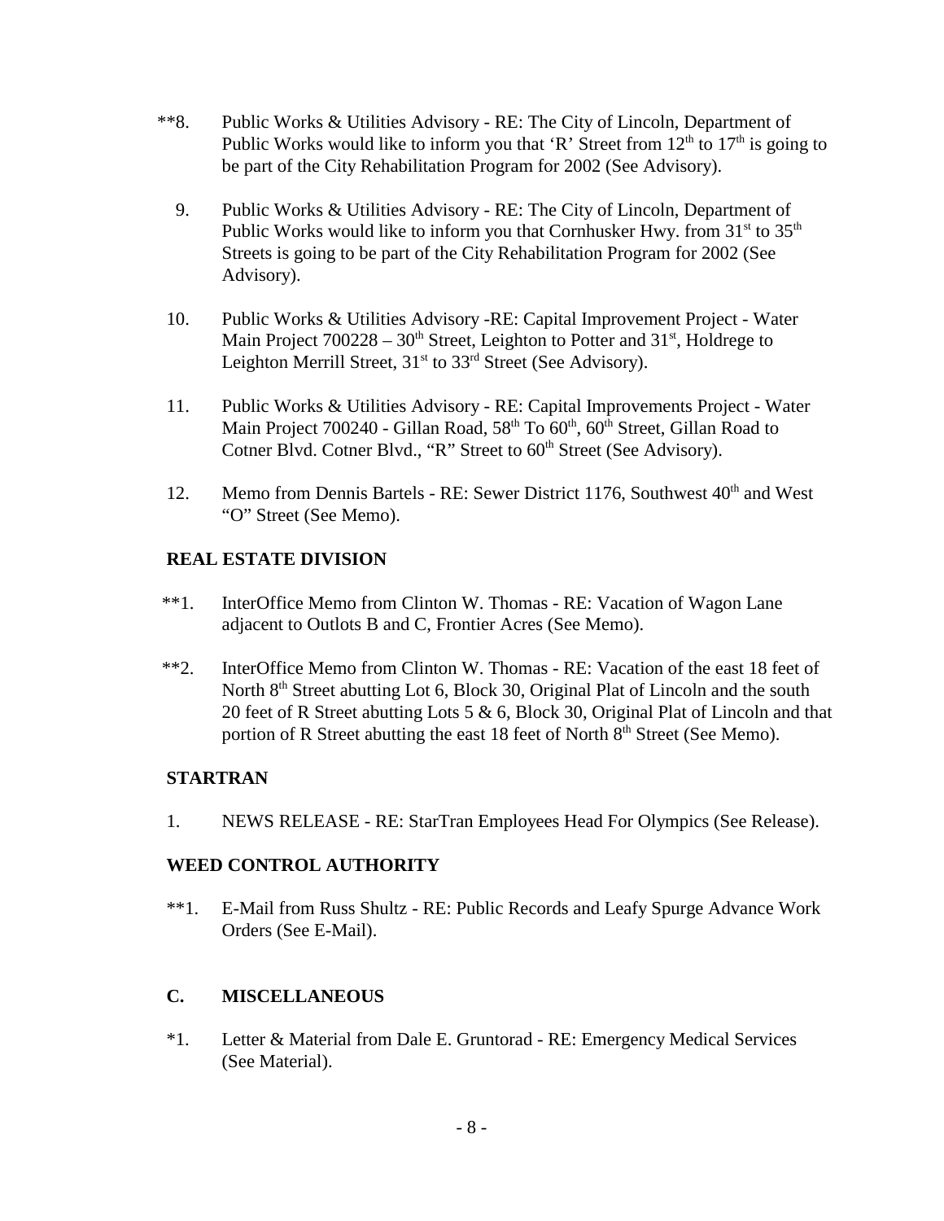**8. Public Works & Utilities Advisory - RE: The City of Lincoln, Department of Public Works would like to inform you that 'R' Street from 12th to 17th is going to be part of the City Rehabilitation Program for 2002 (See Advisory).

9. Public Works & Utilities Advisory - RE: The City of Lincoln, Department of Public Works would like to inform you that Cornhusker Hwy. from 31st to 35th Streets is going to be part of the City Rehabilitation Program for 2002 (See Advisory).

10. Public Works & Utilities Advisory -RE: Capital Improvement Project - Water Main Project 700228 – 30th Street, Leighton to Potter and 31st, Holdrege to Leighton Merrill Street, 31st to 33rd Street (See Advisory).

11. Public Works & Utilities Advisory - RE: Capital Improvements Project - Water Main Project 700240 - Gillan Road, 58th To 60th, 60th Street, Gillan Road to Cotner Blvd. Cotner Blvd., "R" Street to 60th Street (See Advisory).

12. Memo from Dennis Bartels - RE: Sewer District 1176, Southwest 40th and West "O" Street (See Memo).

**REAL ESTATE DIVISION**

**1. InterOffice Memo from Clinton W. Thomas - RE: Vacation of Wagon Lane adjacent to Outlots B and C, Frontier Acres (See Memo).

**2. InterOffice Memo from Clinton W. Thomas - RE: Vacation of the east 18 feet of North 8th Street abutting Lot 6, Block 30, Original Plat of Lincoln and the south 20 feet of R Street abutting Lots 5 & 6, Block 30, Original Plat of Lincoln and that portion of R Street abutting the east 18 feet of North 8th Street (See Memo).

**STARTRAN**

1. NEWS RELEASE - RE: StarTran Employees Head For Olympics (See Release).

**WEED CONTROL AUTHORITY**

**1. E-Mail from Russ Shultz - RE: Public Records and Leafy Spurge Advance Work Orders (See E-Mail).

**C. MISCELLANEOUS**

*1. Letter & Material from Dale E. Gruntorad - RE: Emergency Medical Services (See Material).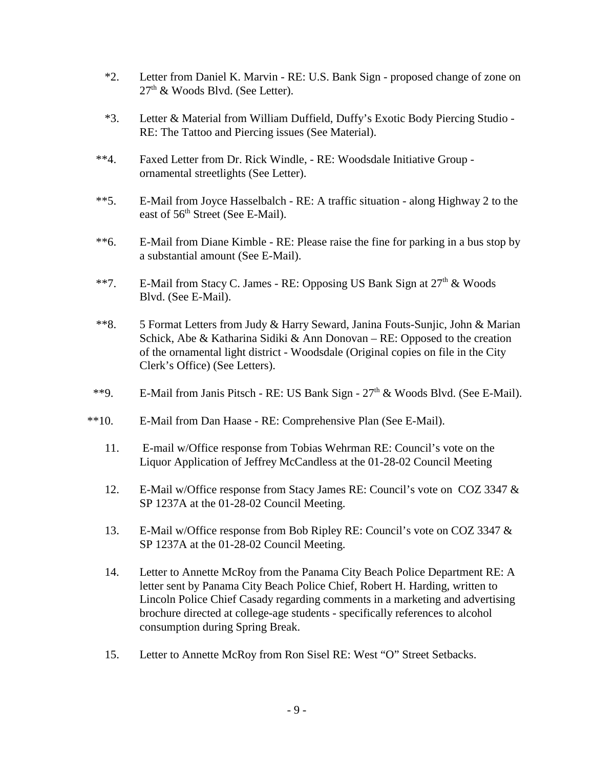*2. Letter from Daniel K. Marvin - RE: U.S. Bank Sign - proposed change of zone on 27th & Woods Blvd. (See Letter).

*3. Letter & Material from William Duffield, Duffy's Exotic Body Piercing Studio - RE: The Tattoo and Piercing issues (See Material).

**4. Faxed Letter from Dr. Rick Windle, - RE: Woodsdale Initiative Group - ornamental streetlights (See Letter).

**5. E-Mail from Joyce Hasselbalch - RE: A traffic situation - along Highway 2 to the east of 56th Street (See E-Mail).

**6. E-Mail from Diane Kimble - RE: Please raise the fine for parking in a bus stop by a substantial amount (See E-Mail).

**7. E-Mail from Stacy C. James - RE: Opposing US Bank Sign at 27th & Woods Blvd. (See E-Mail).

**8. 5 Format Letters from Judy & Harry Seward, Janina Fouts-Sunjic, John & Marian Schick, Abe & Katharina Sidiki & Ann Donovan – RE: Opposed to the creation of the ornamental light district - Woodsdale (Original copies on file in the City Clerk's Office) (See Letters).

**9. E-Mail from Janis Pitsch - RE: US Bank Sign - 27th & Woods Blvd. (See E-Mail).

**10. E-Mail from Dan Haase - RE: Comprehensive Plan (See E-Mail).

11. E-mail w/Office response from Tobias Wehrman RE: Council's vote on the Liquor Application of Jeffrey McCandless at the 01-28-02 Council Meeting

12. E-Mail w/Office response from Stacy James RE: Council's vote on COZ 3347 & SP 1237A at the 01-28-02 Council Meeting.

13. E-Mail w/Office response from Bob Ripley RE: Council's vote on COZ 3347 & SP 1237A at the 01-28-02 Council Meeting.

14. Letter to Annette McRoy from the Panama City Beach Police Department RE: A letter sent by Panama City Beach Police Chief, Robert H. Harding, written to Lincoln Police Chief Casady regarding comments in a marketing and advertising brochure directed at college-age students - specifically references to alcohol consumption during Spring Break.

15. Letter to Annette McRoy from Ron Sisel RE: West "O" Street Setbacks.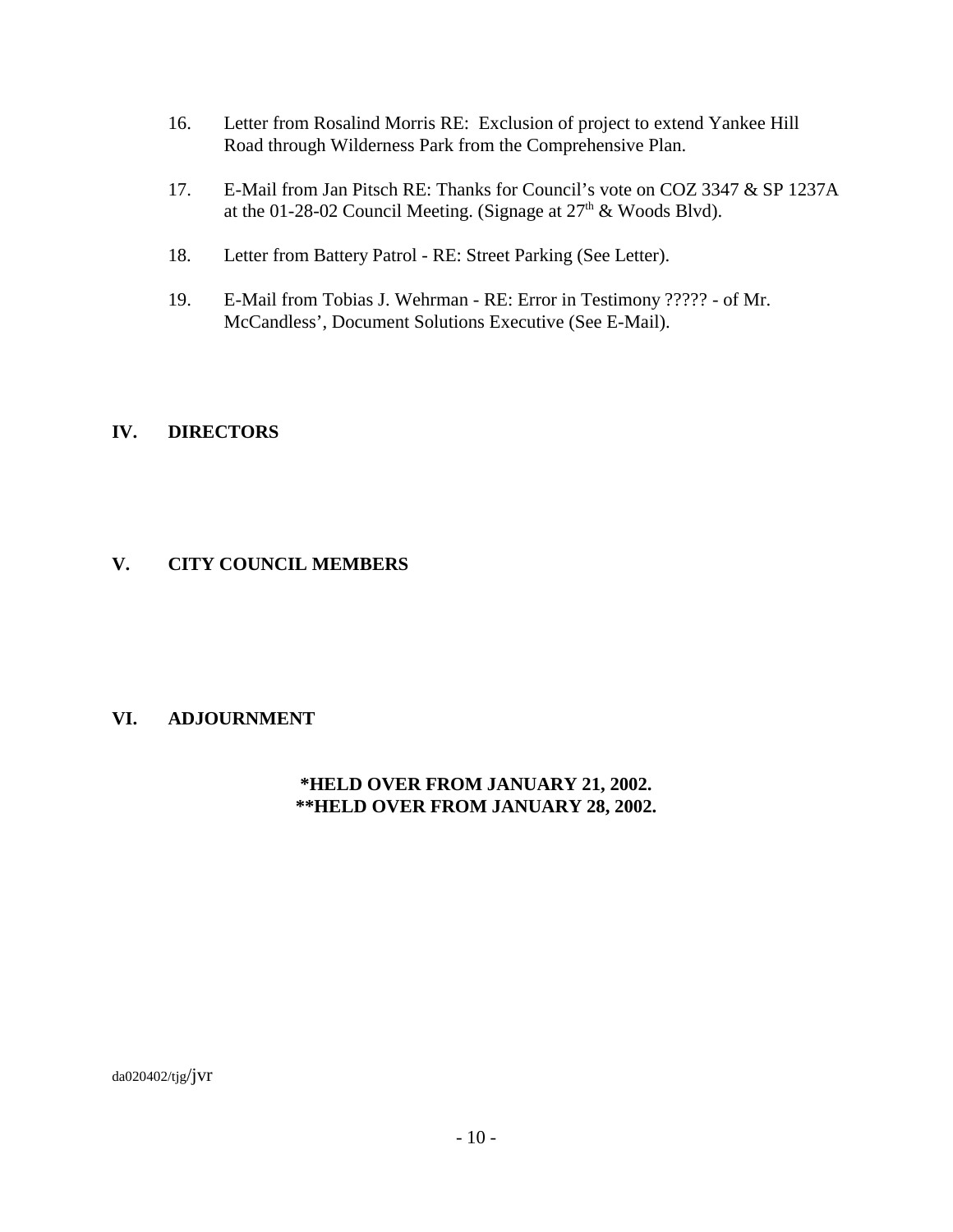16. Letter from Rosalind Morris RE: Exclusion of project to extend Yankee Hill Road through Wilderness Park from the Comprehensive Plan.

17. E-Mail from Jan Pitsch RE: Thanks for Council's vote on COZ 3347 & SP 1237A at the 01-28-02 Council Meeting. (Signage at 27th & Woods Blvd).

18. Letter from Battery Patrol - RE: Street Parking (See Letter).

19. E-Mail from Tobias J. Wehrman - RE: Error in Testimony ????? - of Mr. McCandless', Document Solutions Executive (See E-Mail).

## IV. DIRECTORS

## V. CITY COUNCIL MEMBERS

## VI. ADJOURNMENT

**\*HELD OVER FROM JANUARY 21, 2002.**
**\*\*HELD OVER FROM JANUARY 28, 2002.**

da020402/tjg/jvr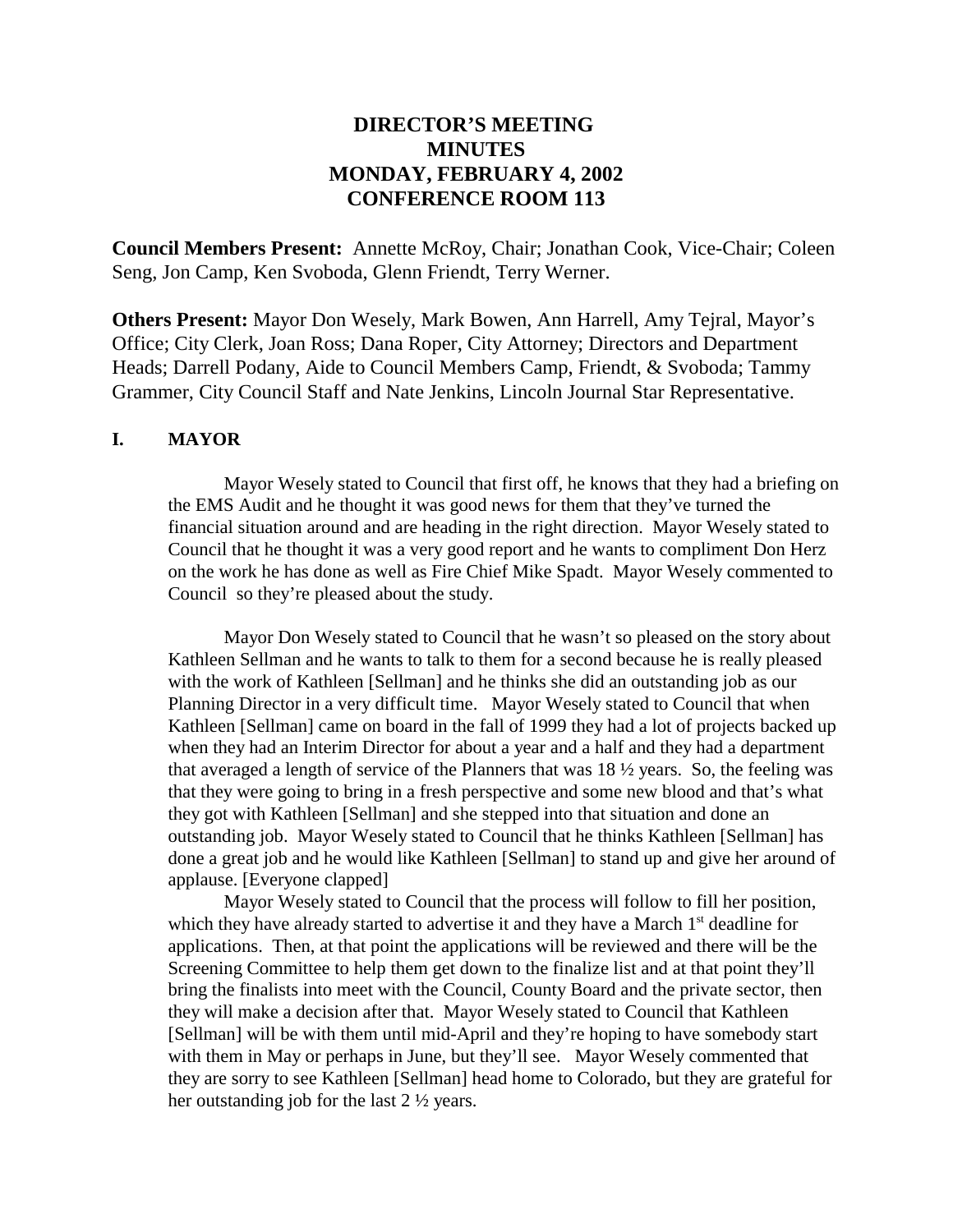# DIRECTOR'S MEETING
# MINUTES
# MONDAY, FEBRUARY 4, 2002
# CONFERENCE ROOM 113

**Council Members Present:** Annette McRoy, Chair; Jonathan Cook, Vice-Chair; Coleen Seng, Jon Camp, Ken Svoboda, Glenn Friendt, Terry Werner.

**Others Present:** Mayor Don Wesely, Mark Bowen, Ann Harrell, Amy Tejral, Mayor's Office; City Clerk, Joan Ross; Dana Roper, City Attorney; Directors and Department Heads; Darrell Podany, Aide to Council Members Camp, Friendt, & Svoboda; Tammy Grammer, City Council Staff and Nate Jenkins, Lincoln Journal Star Representative.

## I. MAYOR

Mayor Wesely stated to Council that first off, he knows that they had a briefing on the EMS Audit and he thought it was good news for them that they've turned the financial situation around and are heading in the right direction. Mayor Wesely stated to Council that he thought it was a very good report and he wants to compliment Don Herz on the work he has done as well as Fire Chief Mike Spadt. Mayor Wesely commented to Council so they're pleased about the study.

Mayor Don Wesely stated to Council that he wasn't so pleased on the story about Kathleen Sellman and he wants to talk to them for a second because he is really pleased with the work of Kathleen [Sellman] and he thinks she did an outstanding job as our Planning Director in a very difficult time. Mayor Wesely stated to Council that when Kathleen [Sellman] came on board in the fall of 1999 they had a lot of projects backed up when they had an Interim Director for about a year and a half and they had a department that averaged a length of service of the Planners that was 18 ½ years. So, the feeling was that they were going to bring in a fresh perspective and some new blood and that's what they got with Kathleen [Sellman] and she stepped into that situation and done an outstanding job. Mayor Wesely stated to Council that he thinks Kathleen [Sellman] has done a great job and he would like Kathleen [Sellman] to stand up and give her around of applause. [Everyone clapped]

Mayor Wesely stated to Council that the process will follow to fill her position, which they have already started to advertise it and they have a March 1st deadline for applications. Then, at that point the applications will be reviewed and there will be the Screening Committee to help them get down to the finalize list and at that point they'll bring the finalists into meet with the Council, County Board and the private sector, then they will make a decision after that. Mayor Wesely stated to Council that Kathleen [Sellman] will be with them until mid-April and they're hoping to have somebody start with them in May or perhaps in June, but they'll see. Mayor Wesely commented that they are sorry to see Kathleen [Sellman] head home to Colorado, but they are grateful for her outstanding job for the last 2 ½ years.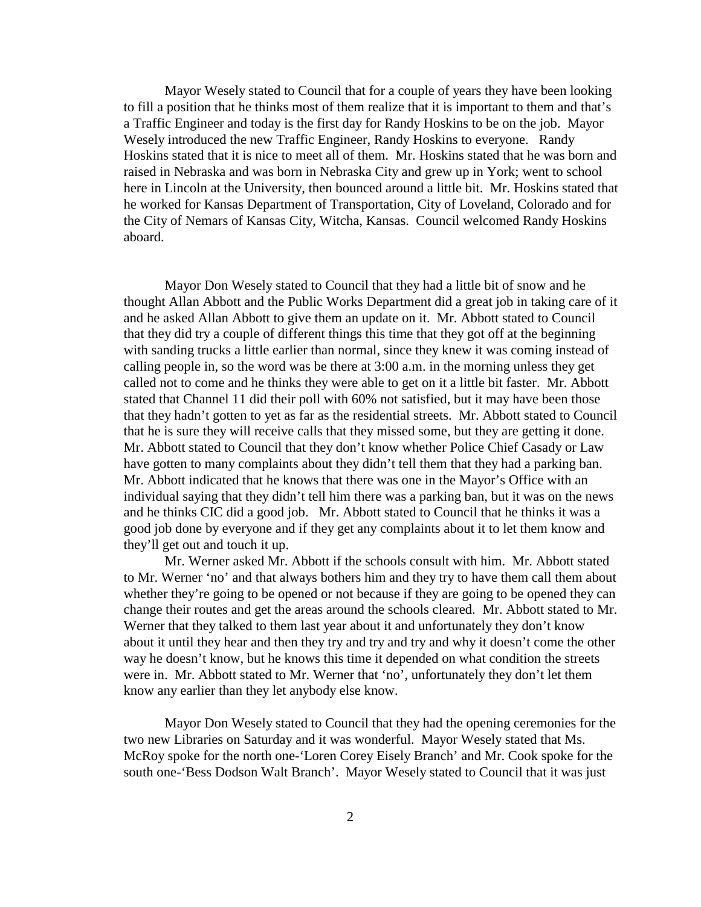Mayor Wesely stated to Council that for a couple of years they have been looking to fill a position that he thinks most of them realize that it is important to them and that's a Traffic Engineer and today is the first day for Randy Hoskins to be on the job. Mayor Wesely introduced the new Traffic Engineer, Randy Hoskins to everyone. Randy Hoskins stated that it is nice to meet all of them. Mr. Hoskins stated that he was born and raised in Nebraska and was born in Nebraska City and grew up in York; went to school here in Lincoln at the University, then bounced around a little bit. Mr. Hoskins stated that he worked for Kansas Department of Transportation, City of Loveland, Colorado and for the City of Nemars of Kansas City, Witcha, Kansas. Council welcomed Randy Hoskins aboard.

Mayor Don Wesely stated to Council that they had a little bit of snow and he thought Allan Abbott and the Public Works Department did a great job in taking care of it and he asked Allan Abbott to give them an update on it. Mr. Abbott stated to Council that they did try a couple of different things this time that they got off at the beginning with sanding trucks a little earlier than normal, since they knew it was coming instead of calling people in, so the word was be there at 3:00 a.m. in the morning unless they get called not to come and he thinks they were able to get on it a little bit faster. Mr. Abbott stated that Channel 11 did their poll with 60% not satisfied, but it may have been those that they hadn't gotten to yet as far as the residential streets. Mr. Abbott stated to Council that he is sure they will receive calls that they missed some, but they are getting it done. Mr. Abbott stated to Council that they don't know whether Police Chief Casady or Law have gotten to many complaints about they didn't tell them that they had a parking ban. Mr. Abbott indicated that he knows that there was one in the Mayor's Office with an individual saying that they didn't tell him there was a parking ban, but it was on the news and he thinks CIC did a good job. Mr. Abbott stated to Council that he thinks it was a good job done by everyone and if they get any complaints about it to let them know and they'll get out and touch it up.

Mr. Werner asked Mr. Abbott if the schools consult with him. Mr. Abbott stated to Mr. Werner 'no' and that always bothers him and they try to have them call them about whether they're going to be opened or not because if they are going to be opened they can change their routes and get the areas around the schools cleared. Mr. Abbott stated to Mr. Werner that they talked to them last year about it and unfortunately they don't know about it until they hear and then they try and try and try and why it doesn't come the other way he doesn't know, but he knows this time it depended on what condition the streets were in. Mr. Abbott stated to Mr. Werner that 'no', unfortunately they don't let them know any earlier than they let anybody else know.

Mayor Don Wesely stated to Council that they had the opening ceremonies for the two new Libraries on Saturday and it was wonderful. Mayor Wesely stated that Ms. McRoy spoke for the north one-'Loren Corey Eisely Branch' and Mr. Cook spoke for the south one-'Bess Dodson Walt Branch'. Mayor Wesely stated to Council that it was just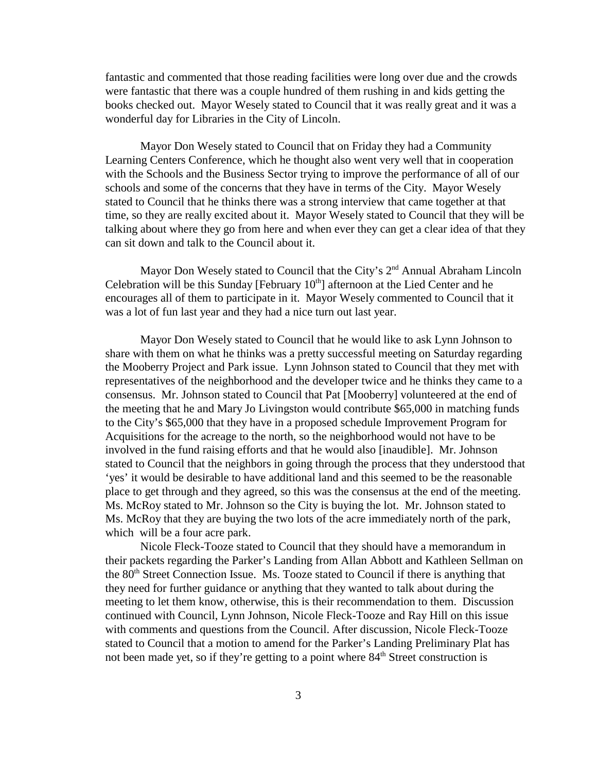fantastic and commented that those reading facilities were long over due and the crowds were fantastic that there was a couple hundred of them rushing in and kids getting the books checked out. Mayor Wesely stated to Council that it was really great and it was a wonderful day for Libraries in the City of Lincoln.

Mayor Don Wesely stated to Council that on Friday they had a Community Learning Centers Conference, which he thought also went very well that in cooperation with the Schools and the Business Sector trying to improve the performance of all of our schools and some of the concerns that they have in terms of the City. Mayor Wesely stated to Council that he thinks there was a strong interview that came together at that time, so they are really excited about it. Mayor Wesely stated to Council that they will be talking about where they go from here and when ever they can get a clear idea of that they can sit down and talk to the Council about it.

Mayor Don Wesely stated to Council that the City's 2nd Annual Abraham Lincoln Celebration will be this Sunday [February 10th] afternoon at the Lied Center and he encourages all of them to participate in it. Mayor Wesely commented to Council that it was a lot of fun last year and they had a nice turn out last year.

Mayor Don Wesely stated to Council that he would like to ask Lynn Johnson to share with them on what he thinks was a pretty successful meeting on Saturday regarding the Mooberry Project and Park issue. Lynn Johnson stated to Council that they met with representatives of the neighborhood and the developer twice and he thinks they came to a consensus. Mr. Johnson stated to Council that Pat [Mooberry] volunteered at the end of the meeting that he and Mary Jo Livingston would contribute $65,000 in matching funds to the City's $65,000 that they have in a proposed schedule Improvement Program for Acquisitions for the acreage to the north, so the neighborhood would not have to be involved in the fund raising efforts and that he would also [inaudible]. Mr. Johnson stated to Council that the neighbors in going through the process that they understood that 'yes' it would be desirable to have additional land and this seemed to be the reasonable place to get through and they agreed, so this was the consensus at the end of the meeting. Ms. McRoy stated to Mr. Johnson so the City is buying the lot. Mr. Johnson stated to Ms. McRoy that they are buying the two lots of the acre immediately north of the park, which will be a four acre park.

Nicole Fleck-Tooze stated to Council that they should have a memorandum in their packets regarding the Parker's Landing from Allan Abbott and Kathleen Sellman on the 80th Street Connection Issue. Ms. Tooze stated to Council if there is anything that they need for further guidance or anything that they wanted to talk about during the meeting to let them know, otherwise, this is their recommendation to them. Discussion continued with Council, Lynn Johnson, Nicole Fleck-Tooze and Ray Hill on this issue with comments and questions from the Council. After discussion, Nicole Fleck-Tooze stated to Council that a motion to amend for the Parker's Landing Preliminary Plat has not been made yet, so if they're getting to a point where 84th Street construction is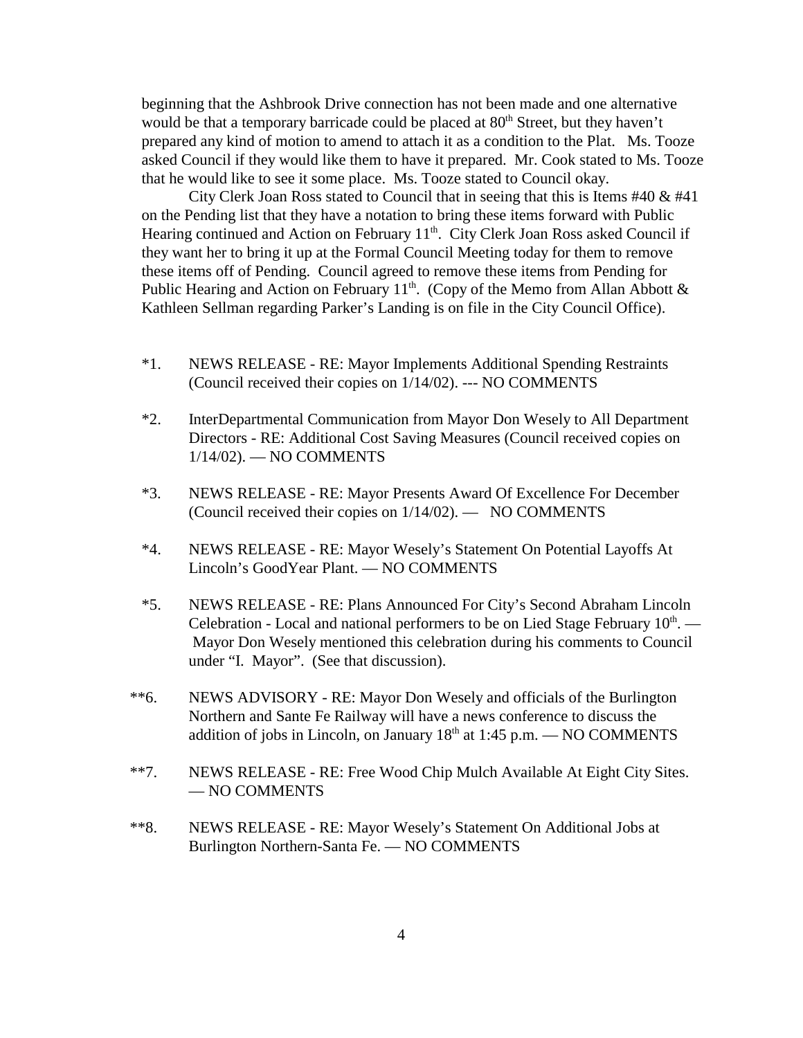beginning that the Ashbrook Drive connection has not been made and one alternative would be that a temporary barricade could be placed at 80th Street, but they haven't prepared any kind of motion to amend to attach it as a condition to the Plat. Ms. Tooze asked Council if they would like them to have it prepared. Mr. Cook stated to Ms. Tooze that he would like to see it some place. Ms. Tooze stated to Council okay.

City Clerk Joan Ross stated to Council that in seeing that this is Items #40 & #41 on the Pending list that they have a notation to bring these items forward with Public Hearing continued and Action on February 11th. City Clerk Joan Ross asked Council if they want her to bring it up at the Formal Council Meeting today for them to remove these items off of Pending. Council agreed to remove these items from Pending for Public Hearing and Action on February 11th. (Copy of the Memo from Allan Abbott & Kathleen Sellman regarding Parker's Landing is on file in the City Council Office).

*1. NEWS RELEASE - RE: Mayor Implements Additional Spending Restraints (Council received their copies on 1/14/02). --- NO COMMENTS

*2. InterDepartmental Communication from Mayor Don Wesely to All Department Directors - RE: Additional Cost Saving Measures (Council received copies on 1/14/02). — NO COMMENTS

*3. NEWS RELEASE - RE: Mayor Presents Award Of Excellence For December (Council received their copies on 1/14/02). — NO COMMENTS

*4. NEWS RELEASE - RE: Mayor Wesely's Statement On Potential Layoffs At Lincoln's GoodYear Plant. — NO COMMENTS

*5. NEWS RELEASE - RE: Plans Announced For City's Second Abraham Lincoln Celebration - Local and national performers to be on Lied Stage February 10th. — Mayor Don Wesely mentioned this celebration during his comments to Council under "I. Mayor". (See that discussion).

**6. NEWS ADVISORY - RE: Mayor Don Wesely and officials of the Burlington Northern and Sante Fe Railway will have a news conference to discuss the addition of jobs in Lincoln, on January 18th at 1:45 p.m. — NO COMMENTS

**7. NEWS RELEASE - RE: Free Wood Chip Mulch Available At Eight City Sites. — NO COMMENTS

**8. NEWS RELEASE - RE: Mayor Wesely's Statement On Additional Jobs at Burlington Northern-Santa Fe. — NO COMMENTS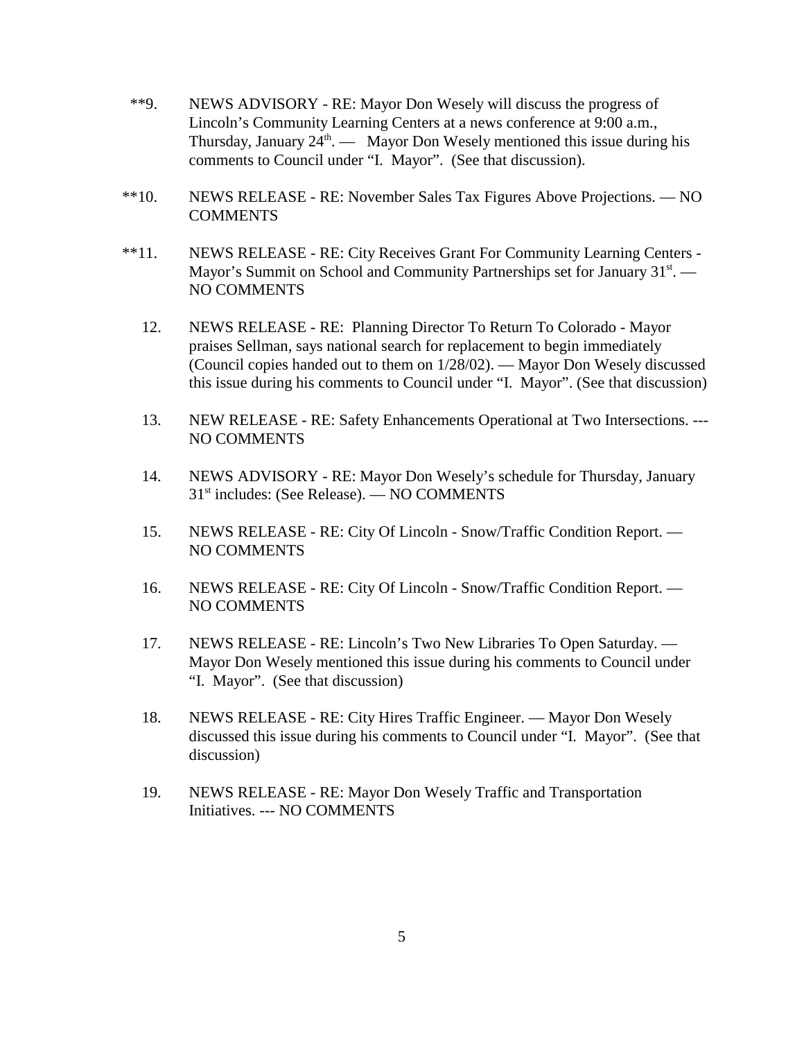**9. NEWS ADVISORY - RE: Mayor Don Wesely will discuss the progress of Lincoln's Community Learning Centers at a news conference at 9:00 a.m., Thursday, January 24th. — Mayor Don Wesely mentioned this issue during his comments to Council under "I. Mayor". (See that discussion).

**10. NEWS RELEASE - RE: November Sales Tax Figures Above Projections. — NO COMMENTS

**11. NEWS RELEASE - RE: City Receives Grant For Community Learning Centers - Mayor's Summit on School and Community Partnerships set for January 31st. — NO COMMENTS

12. NEWS RELEASE - RE: Planning Director To Return To Colorado - Mayor praises Sellman, says national search for replacement to begin immediately (Council copies handed out to them on 1/28/02). — Mayor Don Wesely discussed this issue during his comments to Council under "I. Mayor". (See that discussion)

13. NEW RELEASE - RE: Safety Enhancements Operational at Two Intersections. --- NO COMMENTS

14. NEWS ADVISORY - RE: Mayor Don Wesely's schedule for Thursday, January 31st includes: (See Release). — NO COMMENTS

15. NEWS RELEASE - RE: City Of Lincoln - Snow/Traffic Condition Report. — NO COMMENTS

16. NEWS RELEASE - RE: City Of Lincoln - Snow/Traffic Condition Report. — NO COMMENTS

17. NEWS RELEASE - RE: Lincoln's Two New Libraries To Open Saturday. — Mayor Don Wesely mentioned this issue during his comments to Council under "I. Mayor". (See that discussion)

18. NEWS RELEASE - RE: City Hires Traffic Engineer. — Mayor Don Wesely discussed this issue during his comments to Council under "I. Mayor". (See that discussion)

19. NEWS RELEASE - RE: Mayor Don Wesely Traffic and Transportation Initiatives. --- NO COMMENTS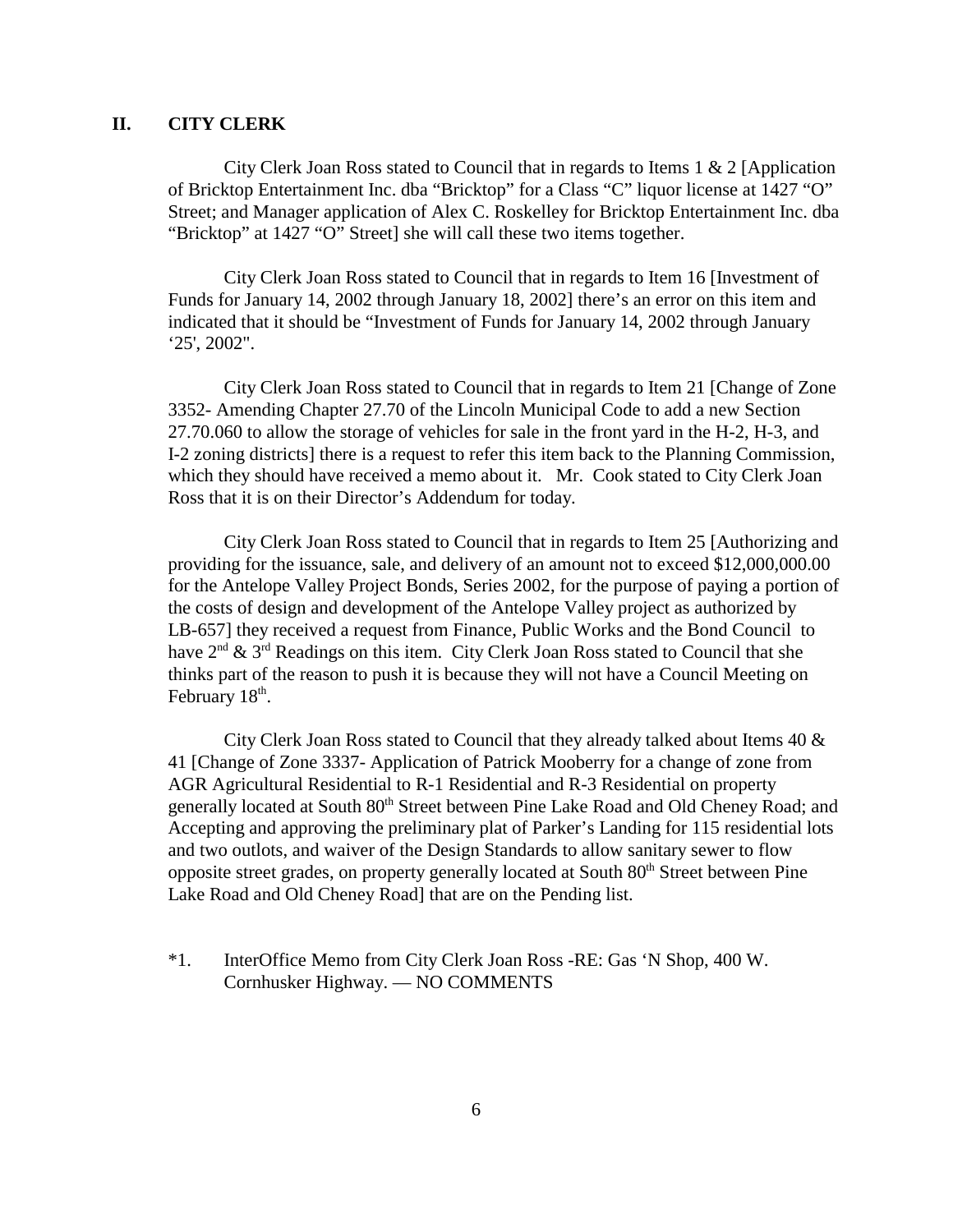## II. CITY CLERK

City Clerk Joan Ross stated to Council that in regards to Items 1 & 2 [Application of Bricktop Entertainment Inc. dba "Bricktop" for a Class "C" liquor license at 1427 "O" Street; and Manager application of Alex C. Roskelley for Bricktop Entertainment Inc. dba "Bricktop" at 1427 "O" Street] she will call these two items together.

City Clerk Joan Ross stated to Council that in regards to Item 16 [Investment of Funds for January 14, 2002 through January 18, 2002] there's an error on this item and indicated that it should be "Investment of Funds for January 14, 2002 through January '25', 2002".

City Clerk Joan Ross stated to Council that in regards to Item 21 [Change of Zone 3352- Amending Chapter 27.70 of the Lincoln Municipal Code to add a new Section 27.70.060 to allow the storage of vehicles for sale in the front yard in the H-2, H-3, and I-2 zoning districts] there is a request to refer this item back to the Planning Commission, which they should have received a memo about it. Mr. Cook stated to City Clerk Joan Ross that it is on their Director's Addendum for today.

City Clerk Joan Ross stated to Council that in regards to Item 25 [Authorizing and providing for the issuance, sale, and delivery of an amount not to exceed $12,000,000.00 for the Antelope Valley Project Bonds, Series 2002, for the purpose of paying a portion of the costs of design and development of the Antelope Valley project as authorized by LB-657] they received a request from Finance, Public Works and the Bond Council to have 2nd & 3rd Readings on this item. City Clerk Joan Ross stated to Council that she thinks part of the reason to push it is because they will not have a Council Meeting on February 18th.

City Clerk Joan Ross stated to Council that they already talked about Items 40 & 41 [Change of Zone 3337- Application of Patrick Mooberry for a change of zone from AGR Agricultural Residential to R-1 Residential and R-3 Residential on property generally located at South 80th Street between Pine Lake Road and Old Cheney Road; and Accepting and approving the preliminary plat of Parker's Landing for 115 residential lots and two outlots, and waiver of the Design Standards to allow sanitary sewer to flow opposite street grades, on property generally located at South 80th Street between Pine Lake Road and Old Cheney Road] that are on the Pending list.

*1. InterOffice Memo from City Clerk Joan Ross -RE: Gas 'N Shop, 400 W. Cornhusker Highway. — NO COMMENTS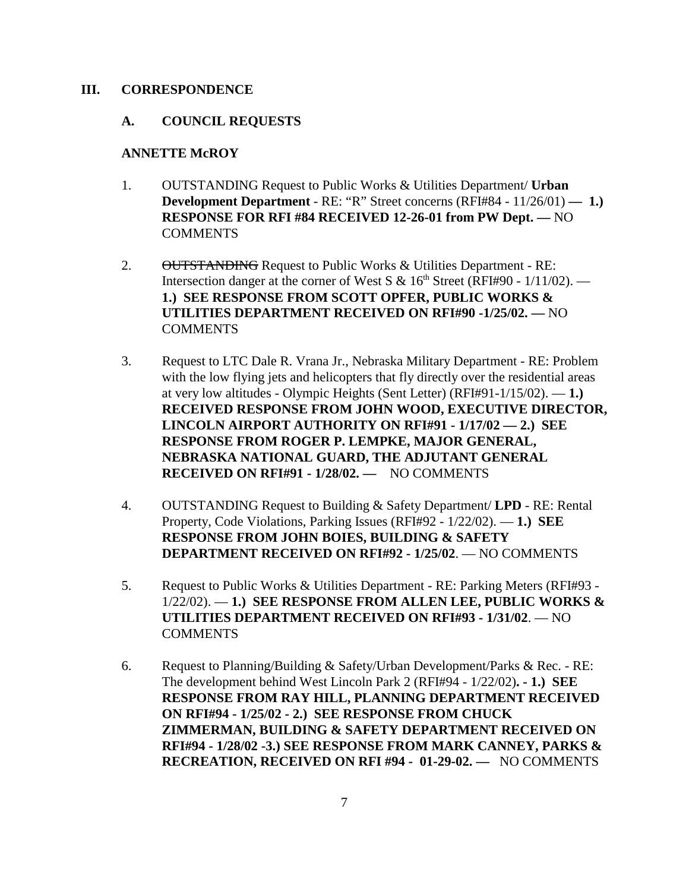## III. CORRESPONDENCE

### A. COUNCIL REQUESTS

**ANNETTE McROY**

1. OUTSTANDING Request to Public Works & Utilities Department/ **Urban Development Department** - RE: "R" Street concerns (RFI#84 - 11/26/01) **— 1.) RESPONSE FOR RFI #84 RECEIVED 12-26-01 from PW Dept. —** NO COMMENTS

2. ~~OUTSTANDING~~ Request to Public Works & Utilities Department - RE: Intersection danger at the corner of West S & 16th Street (RFI#90 - 1/11/02). — **1.) SEE RESPONSE FROM SCOTT OPFER, PUBLIC WORKS & UTILITIES DEPARTMENT RECEIVED ON RFI#90 -1/25/02. —** NO COMMENTS

3. Request to LTC Dale R. Vrana Jr., Nebraska Military Department - RE: Problem with the low flying jets and helicopters that fly directly over the residential areas at very low altitudes - Olympic Heights (Sent Letter) (RFI#91-1/15/02). — **1.) RECEIVED RESPONSE FROM JOHN WOOD, EXECUTIVE DIRECTOR, LINCOLN AIRPORT AUTHORITY ON RFI#91 - 1/17/02 — 2.) SEE RESPONSE FROM ROGER P. LEMPKE, MAJOR GENERAL, NEBRASKA NATIONAL GUARD, THE ADJUTANT GENERAL RECEIVED ON RFI#91 - 1/28/02. —** NO COMMENTS

4. OUTSTANDING Request to Building & Safety Department/ **LPD** - RE: Rental Property, Code Violations, Parking Issues (RFI#92 - 1/22/02). — **1.) SEE RESPONSE FROM JOHN BOIES, BUILDING & SAFETY DEPARTMENT RECEIVED ON RFI#92 - 1/25/02**. — NO COMMENTS

5. Request to Public Works & Utilities Department - RE: Parking Meters (RFI#93 - 1/22/02). — **1.) SEE RESPONSE FROM ALLEN LEE, PUBLIC WORKS & UTILITIES DEPARTMENT RECEIVED ON RFI#93 - 1/31/02**. — NO COMMENTS

6. Request to Planning/Building & Safety/Urban Development/Parks & Rec. - RE: The development behind West Lincoln Park 2 (RFI#94 - 1/22/02)**. - 1.) SEE RESPONSE FROM RAY HILL, PLANNING DEPARTMENT RECEIVED ON RFI#94 - 1/25/02 - 2.) SEE RESPONSE FROM CHUCK ZIMMERMAN, BUILDING & SAFETY DEPARTMENT RECEIVED ON RFI#94 - 1/28/02 -3.) SEE RESPONSE FROM MARK CANNEY, PARKS & RECREATION, RECEIVED ON RFI #94 - 01-29-02. —** NO COMMENTS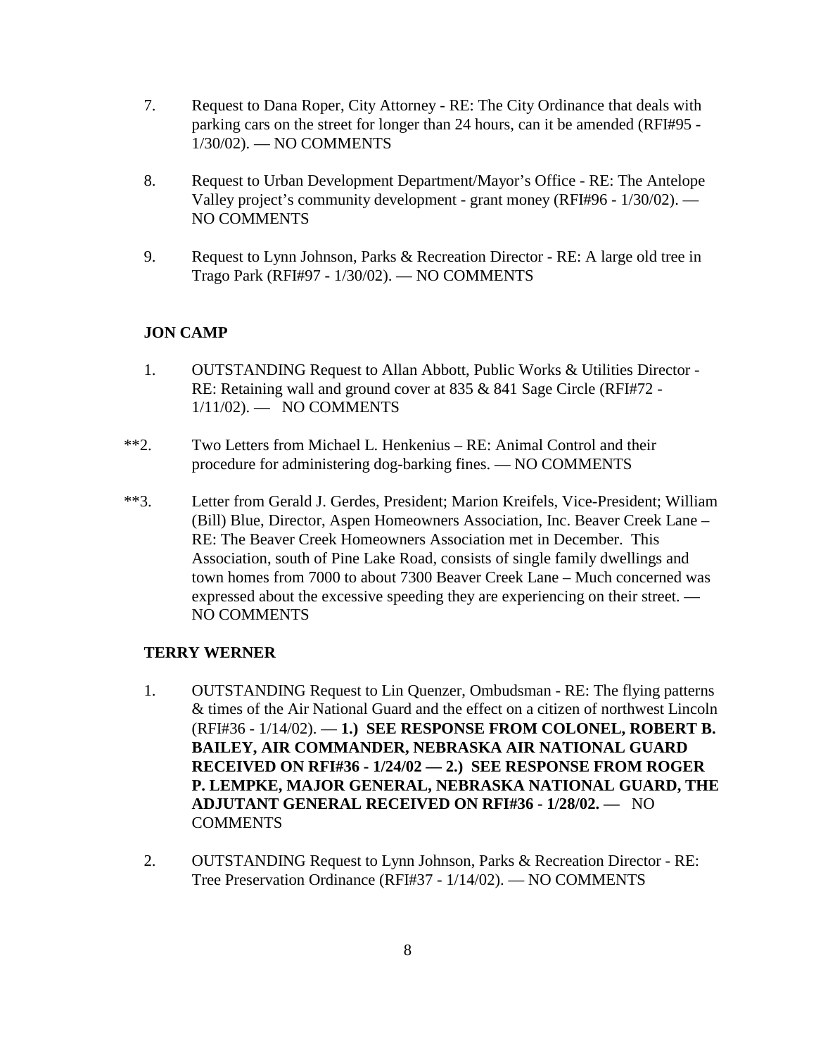7. Request to Dana Roper, City Attorney - RE: The City Ordinance that deals with parking cars on the street for longer than 24 hours, can it be amended (RFI#95 - 1/30/02). — NO COMMENTS

8. Request to Urban Development Department/Mayor's Office - RE: The Antelope Valley project's community development - grant money (RFI#96 - 1/30/02). — NO COMMENTS

9. Request to Lynn Johnson, Parks & Recreation Director - RE: A large old tree in Trago Park (RFI#97 - 1/30/02). — NO COMMENTS

**JON CAMP**

1. OUTSTANDING Request to Allan Abbott, Public Works & Utilities Director - RE: Retaining wall and ground cover at 835 & 841 Sage Circle (RFI#72 - 1/11/02). — NO COMMENTS

**2. Two Letters from Michael L. Henkenius – RE: Animal Control and their procedure for administering dog-barking fines. — NO COMMENTS

**3. Letter from Gerald J. Gerdes, President; Marion Kreifels, Vice-President; William (Bill) Blue, Director, Aspen Homeowners Association, Inc. Beaver Creek Lane – RE: The Beaver Creek Homeowners Association met in December. This Association, south of Pine Lake Road, consists of single family dwellings and town homes from 7000 to about 7300 Beaver Creek Lane – Much concerned was expressed about the excessive speeding they are experiencing on their street. — NO COMMENTS

**TERRY WERNER**

1. OUTSTANDING Request to Lin Quenzer, Ombudsman - RE: The flying patterns & times of the Air National Guard and the effect on a citizen of northwest Lincoln (RFI#36 - 1/14/02). — **1.) SEE RESPONSE FROM COLONEL, ROBERT B. BAILEY, AIR COMMANDER, NEBRASKA AIR NATIONAL GUARD RECEIVED ON RFI#36 - 1/24/02 — 2.) SEE RESPONSE FROM ROGER P. LEMPKE, MAJOR GENERAL, NEBRASKA NATIONAL GUARD, THE ADJUTANT GENERAL RECEIVED ON RFI#36 - 1/28/02. —** NO COMMENTS

2. OUTSTANDING Request to Lynn Johnson, Parks & Recreation Director - RE: Tree Preservation Ordinance (RFI#37 - 1/14/02). — NO COMMENTS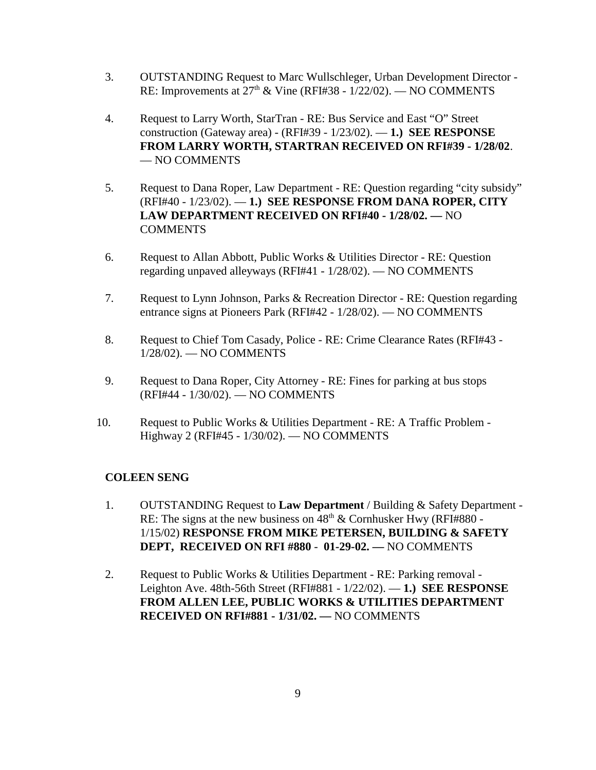3. OUTSTANDING Request to Marc Wullschleger, Urban Development Director - RE: Improvements at 27th & Vine (RFI#38 - 1/22/02). — NO COMMENTS

4. Request to Larry Worth, StarTran - RE: Bus Service and East "O" Street construction (Gateway area) - (RFI#39 - 1/23/02). — **1.) SEE RESPONSE FROM LARRY WORTH, STARTRAN RECEIVED ON RFI#39 - 1/28/02**. — NO COMMENTS

5. Request to Dana Roper, Law Department - RE: Question regarding "city subsidy" (RFI#40 - 1/23/02). — **1.) SEE RESPONSE FROM DANA ROPER, CITY LAW DEPARTMENT RECEIVED ON RFI#40 - 1/28/02. —** NO COMMENTS

6. Request to Allan Abbott, Public Works & Utilities Director - RE: Question regarding unpaved alleyways (RFI#41 - 1/28/02). — NO COMMENTS

7. Request to Lynn Johnson, Parks & Recreation Director - RE: Question regarding entrance signs at Pioneers Park (RFI#42 - 1/28/02). — NO COMMENTS

8. Request to Chief Tom Casady, Police - RE: Crime Clearance Rates (RFI#43 - 1/28/02). — NO COMMENTS

9. Request to Dana Roper, City Attorney - RE: Fines for parking at bus stops (RFI#44 - 1/30/02). — NO COMMENTS

10. Request to Public Works & Utilities Department - RE: A Traffic Problem - Highway 2 (RFI#45 - 1/30/02). — NO COMMENTS

**COLEEN SENG**

1. OUTSTANDING Request to **Law Department** / Building & Safety Department - RE: The signs at the new business on 48th & Cornhusker Hwy (RFI#880 - 1/15/02) **RESPONSE FROM MIKE PETERSEN, BUILDING & SAFETY DEPT, RECEIVED ON RFI #880 - 01-29-02. —** NO COMMENTS

2. Request to Public Works & Utilities Department - RE: Parking removal - Leighton Ave. 48th-56th Street (RFI#881 - 1/22/02). — **1.) SEE RESPONSE FROM ALLEN LEE, PUBLIC WORKS & UTILITIES DEPARTMENT RECEIVED ON RFI#881 - 1/31/02. —** NO COMMENTS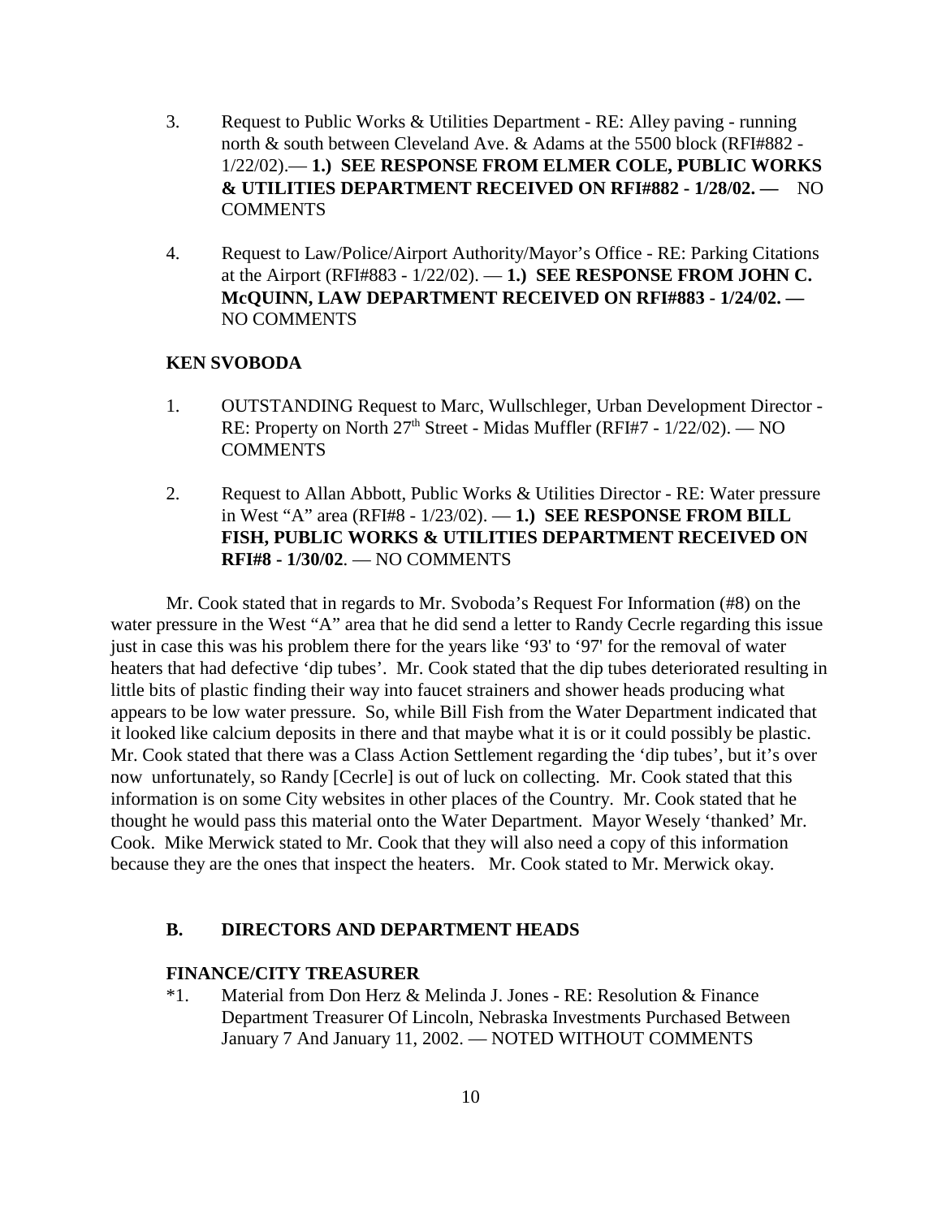3. Request to Public Works & Utilities Department - RE: Alley paving - running north & south between Cleveland Ave. & Adams at the 5500 block (RFI#882 - 1/22/02).— **1.) SEE RESPONSE FROM ELMER COLE, PUBLIC WORKS & UTILITIES DEPARTMENT RECEIVED ON RFI#882 - 1/28/02. —** NO COMMENTS

4. Request to Law/Police/Airport Authority/Mayor's Office - RE: Parking Citations at the Airport (RFI#883 - 1/22/02). — **1.) SEE RESPONSE FROM JOHN C. McQUINN, LAW DEPARTMENT RECEIVED ON RFI#883 - 1/24/02. —** NO COMMENTS

**KEN SVOBODA**

1. OUTSTANDING Request to Marc, Wullschleger, Urban Development Director - RE: Property on North 27th Street - Midas Muffler (RFI#7 - 1/22/02). — NO COMMENTS

2. Request to Allan Abbott, Public Works & Utilities Director - RE: Water pressure in West "A" area (RFI#8 - 1/23/02). — **1.) SEE RESPONSE FROM BILL FISH, PUBLIC WORKS & UTILITIES DEPARTMENT RECEIVED ON RFI#8 - 1/30/02**. — NO COMMENTS

Mr. Cook stated that in regards to Mr. Svoboda's Request For Information (#8) on the water pressure in the West "A" area that he did send a letter to Randy Cecrle regarding this issue just in case this was his problem there for the years like '93' to '97' for the removal of water heaters that had defective 'dip tubes'. Mr. Cook stated that the dip tubes deteriorated resulting in little bits of plastic finding their way into faucet strainers and shower heads producing what appears to be low water pressure. So, while Bill Fish from the Water Department indicated that it looked like calcium deposits in there and that maybe what it is or it could possibly be plastic. Mr. Cook stated that there was a Class Action Settlement regarding the 'dip tubes', but it's over now unfortunately, so Randy [Cecrle] is out of luck on collecting. Mr. Cook stated that this information is on some City websites in other places of the Country. Mr. Cook stated that he thought he would pass this material onto the Water Department. Mayor Wesely 'thanked' Mr. Cook. Mike Merwick stated to Mr. Cook that they will also need a copy of this information because they are the ones that inspect the heaters. Mr. Cook stated to Mr. Merwick okay.

### B. DIRECTORS AND DEPARTMENT HEADS

**FINANCE/CITY TREASURER**

*1. Material from Don Herz & Melinda J. Jones - RE: Resolution & Finance Department Treasurer Of Lincoln, Nebraska Investments Purchased Between January 7 And January 11, 2002. — NOTED WITHOUT COMMENTS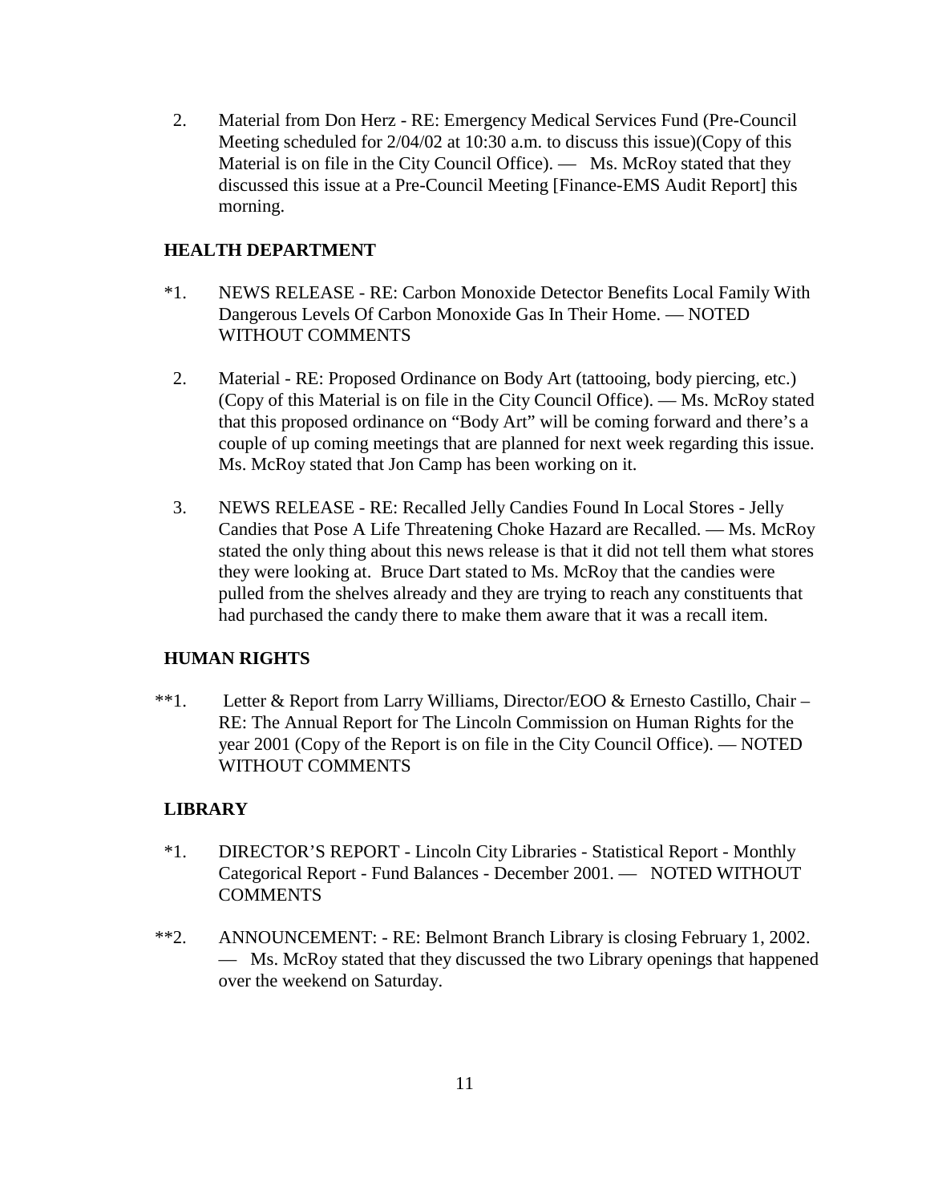2. Material from Don Herz - RE: Emergency Medical Services Fund (Pre-Council Meeting scheduled for 2/04/02 at 10:30 a.m. to discuss this issue)(Copy of this Material is on file in the City Council Office). — Ms. McRoy stated that they discussed this issue at a Pre-Council Meeting [Finance-EMS Audit Report] this morning.

**HEALTH DEPARTMENT**

*1. NEWS RELEASE - RE: Carbon Monoxide Detector Benefits Local Family With Dangerous Levels Of Carbon Monoxide Gas In Their Home. — NOTED WITHOUT COMMENTS

2. Material - RE: Proposed Ordinance on Body Art (tattooing, body piercing, etc.) (Copy of this Material is on file in the City Council Office). — Ms. McRoy stated that this proposed ordinance on "Body Art" will be coming forward and there's a couple of up coming meetings that are planned for next week regarding this issue. Ms. McRoy stated that Jon Camp has been working on it.

3. NEWS RELEASE - RE: Recalled Jelly Candies Found In Local Stores - Jelly Candies that Pose A Life Threatening Choke Hazard are Recalled. — Ms. McRoy stated the only thing about this news release is that it did not tell them what stores they were looking at. Bruce Dart stated to Ms. McRoy that the candies were pulled from the shelves already and they are trying to reach any constituents that had purchased the candy there to make them aware that it was a recall item.

**HUMAN RIGHTS**

**1. Letter & Report from Larry Williams, Director/EOO & Ernesto Castillo, Chair – RE: The Annual Report for The Lincoln Commission on Human Rights for the year 2001 (Copy of the Report is on file in the City Council Office). — NOTED WITHOUT COMMENTS

**LIBRARY**

*1. DIRECTOR'S REPORT - Lincoln City Libraries - Statistical Report - Monthly Categorical Report - Fund Balances - December 2001. — NOTED WITHOUT COMMENTS

**2. ANNOUNCEMENT: - RE: Belmont Branch Library is closing February 1, 2002. — Ms. McRoy stated that they discussed the two Library openings that happened over the weekend on Saturday.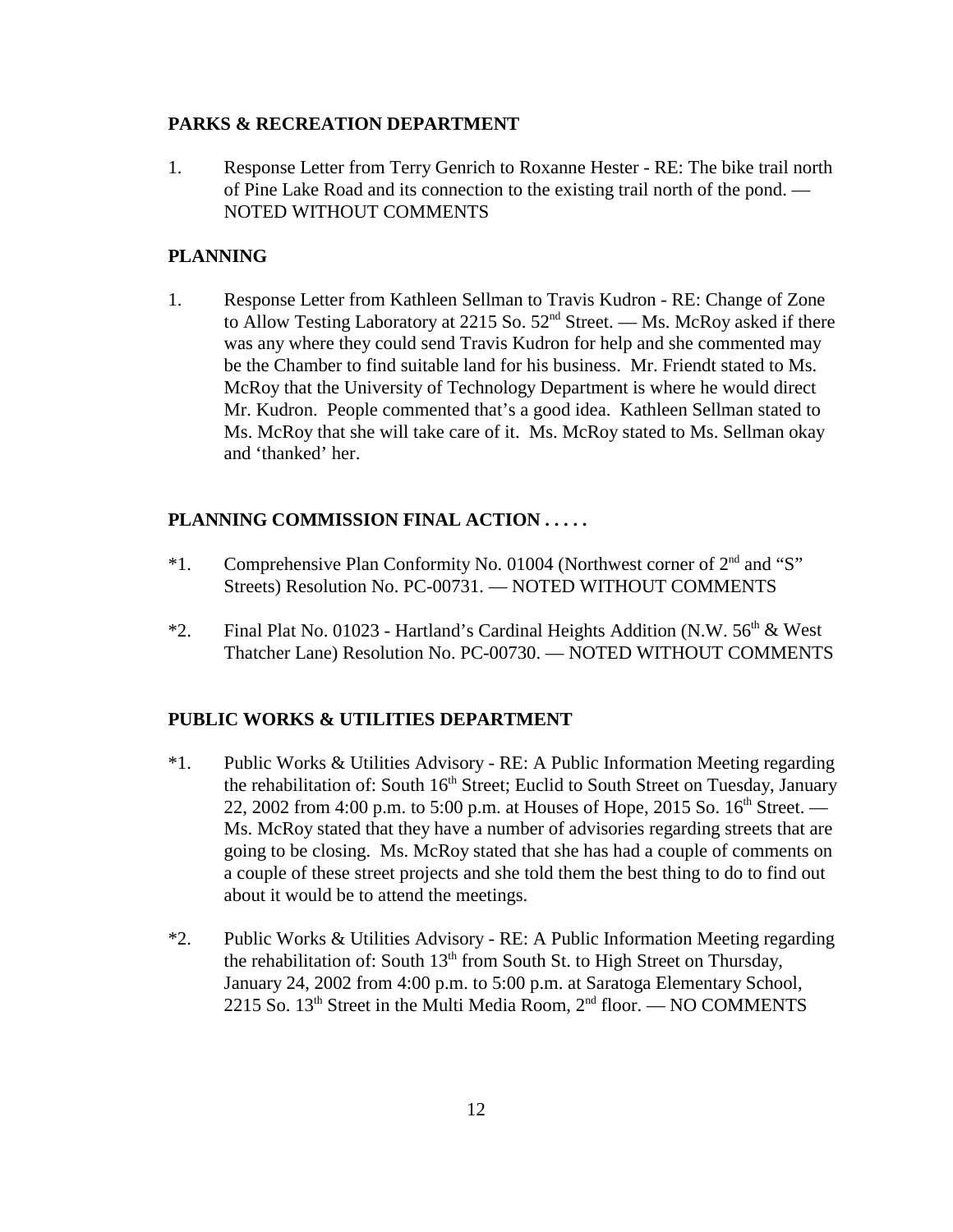**PARKS & RECREATION DEPARTMENT**

1. Response Letter from Terry Genrich to Roxanne Hester - RE: The bike trail north of Pine Lake Road and its connection to the existing trail north of the pond. — NOTED WITHOUT COMMENTS

**PLANNING**

1. Response Letter from Kathleen Sellman to Travis Kudron - RE: Change of Zone to Allow Testing Laboratory at 2215 So. 52nd Street. — Ms. McRoy asked if there was any where they could send Travis Kudron for help and she commented may be the Chamber to find suitable land for his business. Mr. Friendt stated to Ms. McRoy that the University of Technology Department is where he would direct Mr. Kudron. People commented that's a good idea. Kathleen Sellman stated to Ms. McRoy that she will take care of it. Ms. McRoy stated to Ms. Sellman okay and 'thanked' her.

**PLANNING COMMISSION FINAL ACTION . . . . .**

*1. Comprehensive Plan Conformity No. 01004 (Northwest corner of 2nd and "S" Streets) Resolution No. PC-00731. — NOTED WITHOUT COMMENTS

*2. Final Plat No. 01023 - Hartland's Cardinal Heights Addition (N.W. 56th & West Thatcher Lane) Resolution No. PC-00730. — NOTED WITHOUT COMMENTS

**PUBLIC WORKS & UTILITIES DEPARTMENT**

*1. Public Works & Utilities Advisory - RE: A Public Information Meeting regarding the rehabilitation of: South 16th Street; Euclid to South Street on Tuesday, January 22, 2002 from 4:00 p.m. to 5:00 p.m. at Houses of Hope, 2015 So. 16th Street. — Ms. McRoy stated that they have a number of advisories regarding streets that are going to be closing. Ms. McRoy stated that she has had a couple of comments on a couple of these street projects and she told them the best thing to do to find out about it would be to attend the meetings.

*2. Public Works & Utilities Advisory - RE: A Public Information Meeting regarding the rehabilitation of: South 13th from South St. to High Street on Thursday, January 24, 2002 from 4:00 p.m. to 5:00 p.m. at Saratoga Elementary School, 2215 So. 13th Street in the Multi Media Room, 2nd floor. — NO COMMENTS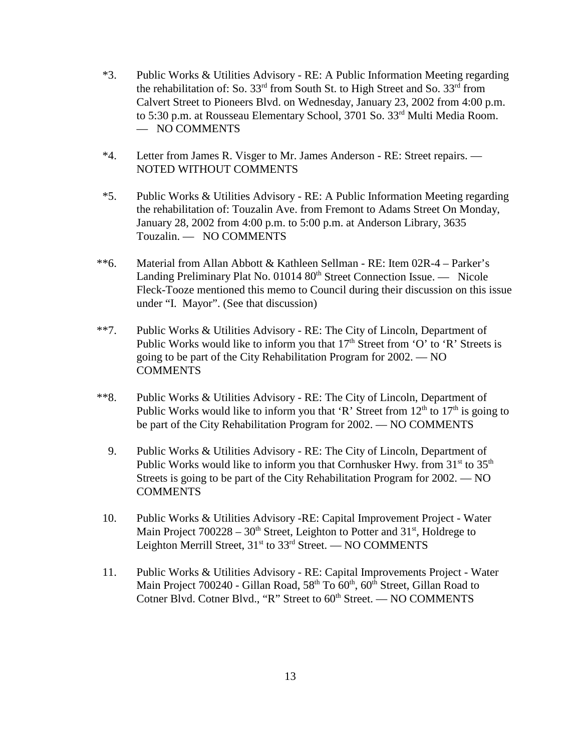*3. Public Works & Utilities Advisory - RE: A Public Information Meeting regarding the rehabilitation of: So. 33rd from South St. to High Street and So. 33rd from Calvert Street to Pioneers Blvd. on Wednesday, January 23, 2002 from 4:00 p.m. to 5:30 p.m. at Rousseau Elementary School, 3701 So. 33rd Multi Media Room. — NO COMMENTS

*4. Letter from James R. Visger to Mr. James Anderson - RE: Street repairs. — NOTED WITHOUT COMMENTS

*5. Public Works & Utilities Advisory - RE: A Public Information Meeting regarding the rehabilitation of: Touzalin Ave. from Fremont to Adams Street On Monday, January 28, 2002 from 4:00 p.m. to 5:00 p.m. at Anderson Library, 3635 Touzalin. — NO COMMENTS

**6. Material from Allan Abbott & Kathleen Sellman - RE: Item 02R-4 – Parker's Landing Preliminary Plat No. 01014 80th Street Connection Issue. — Nicole Fleck-Tooze mentioned this memo to Council during their discussion on this issue under "I. Mayor". (See that discussion)

**7. Public Works & Utilities Advisory - RE: The City of Lincoln, Department of Public Works would like to inform you that 17th Street from 'O' to 'R' Streets is going to be part of the City Rehabilitation Program for 2002. — NO COMMENTS

**8. Public Works & Utilities Advisory - RE: The City of Lincoln, Department of Public Works would like to inform you that 'R' Street from 12th to 17th is going to be part of the City Rehabilitation Program for 2002. — NO COMMENTS

9. Public Works & Utilities Advisory - RE: The City of Lincoln, Department of Public Works would like to inform you that Cornhusker Hwy. from 31st to 35th Streets is going to be part of the City Rehabilitation Program for 2002. — NO COMMENTS

10. Public Works & Utilities Advisory -RE: Capital Improvement Project - Water Main Project 700228 – 30th Street, Leighton to Potter and 31st, Holdrege to Leighton Merrill Street, 31st to 33rd Street. — NO COMMENTS

11. Public Works & Utilities Advisory - RE: Capital Improvements Project - Water Main Project 700240 - Gillan Road, 58th To 60th, 60th Street, Gillan Road to Cotner Blvd. Cotner Blvd., "R" Street to 60th Street. — NO COMMENTS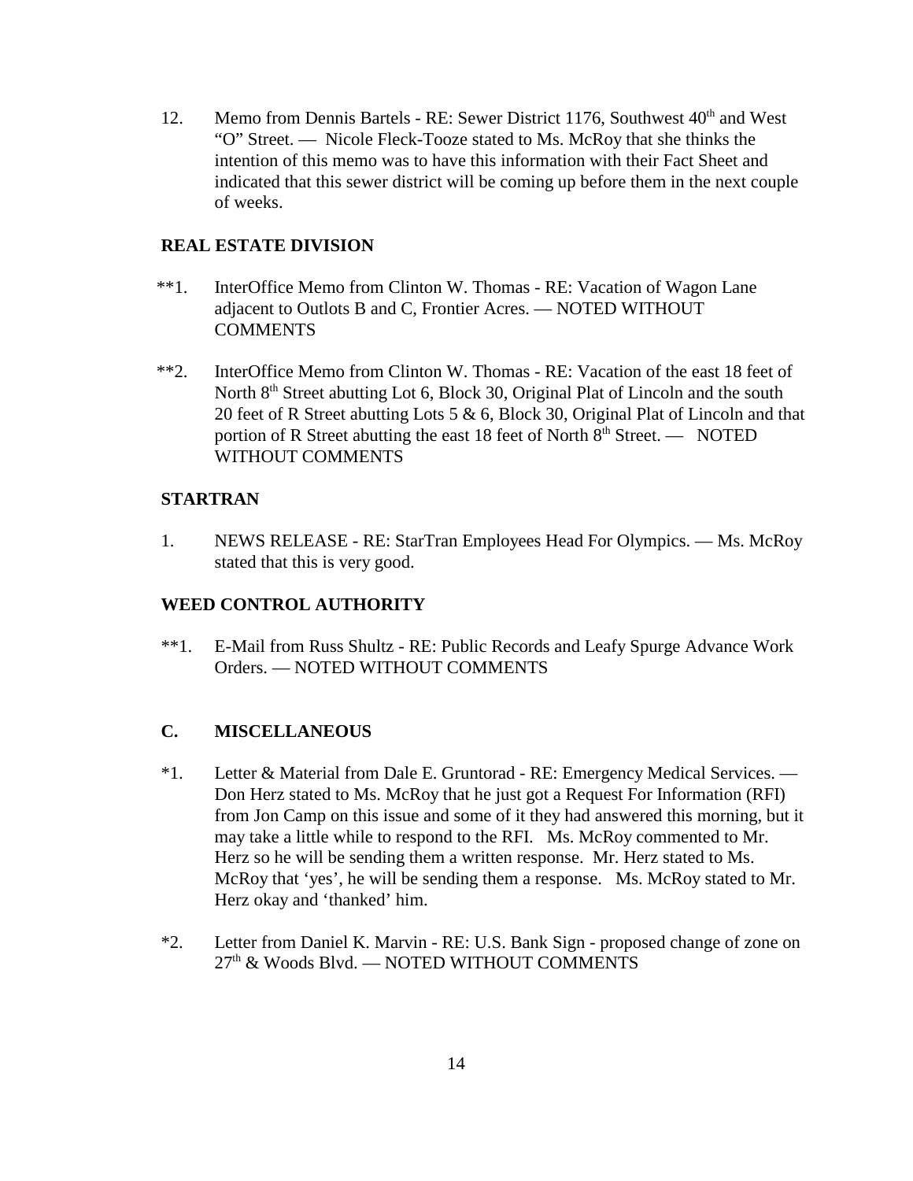12. Memo from Dennis Bartels - RE: Sewer District 1176, Southwest 40th and West "O" Street. — Nicole Fleck-Tooze stated to Ms. McRoy that she thinks the intention of this memo was to have this information with their Fact Sheet and indicated that this sewer district will be coming up before them in the next couple of weeks.

**REAL ESTATE DIVISION**

**1. InterOffice Memo from Clinton W. Thomas - RE: Vacation of Wagon Lane adjacent to Outlots B and C, Frontier Acres. — NOTED WITHOUT COMMENTS

**2. InterOffice Memo from Clinton W. Thomas - RE: Vacation of the east 18 feet of North 8th Street abutting Lot 6, Block 30, Original Plat of Lincoln and the south 20 feet of R Street abutting Lots 5 & 6, Block 30, Original Plat of Lincoln and that portion of R Street abutting the east 18 feet of North 8th Street. — NOTED WITHOUT COMMENTS

**STARTRAN**

1. NEWS RELEASE - RE: StarTran Employees Head For Olympics. — Ms. McRoy stated that this is very good.

**WEED CONTROL AUTHORITY**

**1. E-Mail from Russ Shultz - RE: Public Records and Leafy Spurge Advance Work Orders. — NOTED WITHOUT COMMENTS

## C. MISCELLANEOUS

*1. Letter & Material from Dale E. Gruntorad - RE: Emergency Medical Services. — Don Herz stated to Ms. McRoy that he just got a Request For Information (RFI) from Jon Camp on this issue and some of it they had answered this morning, but it may take a little while to respond to the RFI. Ms. McRoy commented to Mr. Herz so he will be sending them a written response. Mr. Herz stated to Ms. McRoy that 'yes', he will be sending them a response. Ms. McRoy stated to Mr. Herz okay and 'thanked' him.

*2. Letter from Daniel K. Marvin - RE: U.S. Bank Sign - proposed change of zone on 27th & Woods Blvd. — NOTED WITHOUT COMMENTS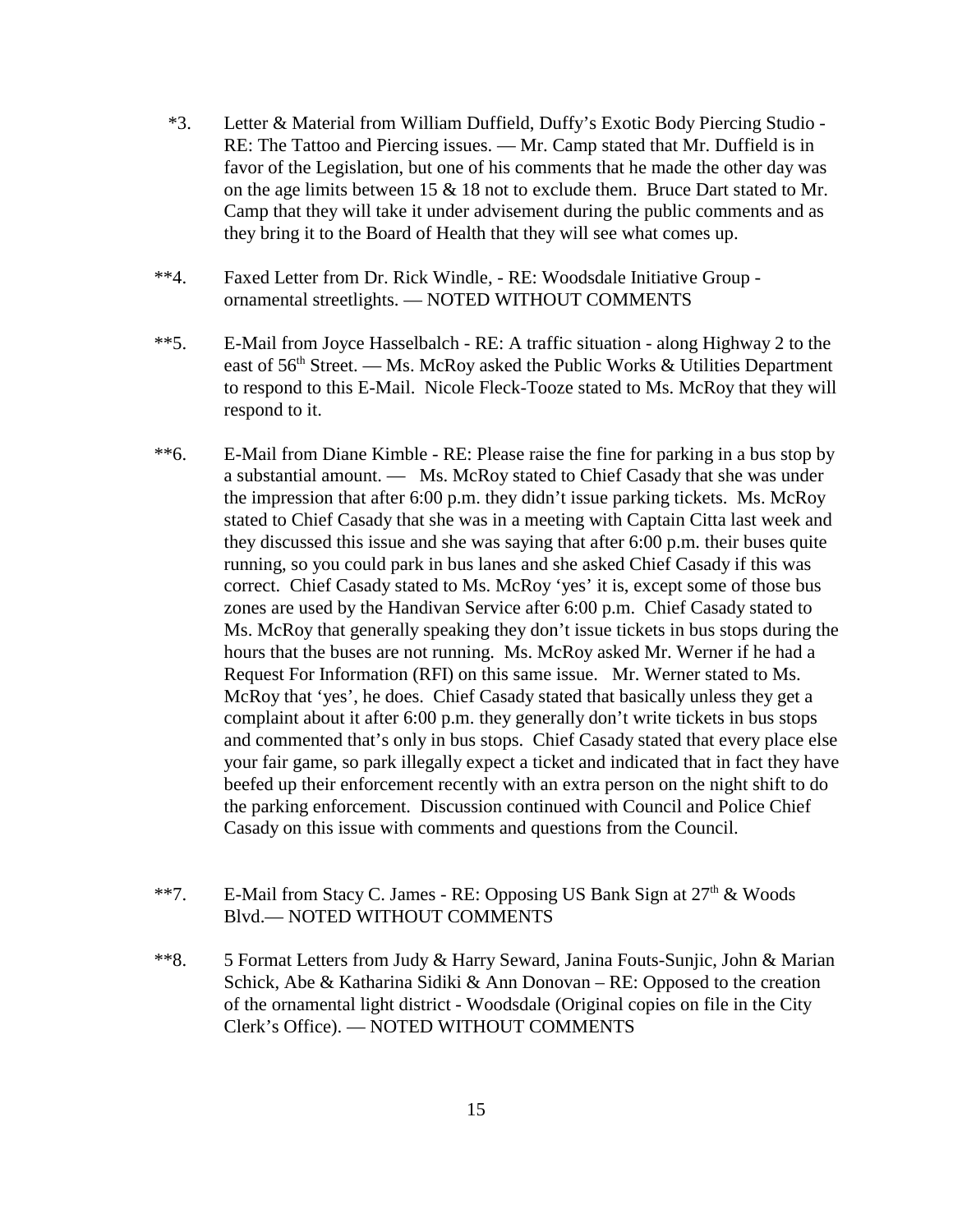*3. Letter & Material from William Duffield, Duffy's Exotic Body Piercing Studio - RE: The Tattoo and Piercing issues. — Mr. Camp stated that Mr. Duffield is in favor of the Legislation, but one of his comments that he made the other day was on the age limits between 15 & 18 not to exclude them. Bruce Dart stated to Mr. Camp that they will take it under advisement during the public comments and as they bring it to the Board of Health that they will see what comes up.

**4. Faxed Letter from Dr. Rick Windle, - RE: Woodsdale Initiative Group - ornamental streetlights. — NOTED WITHOUT COMMENTS

**5. E-Mail from Joyce Hasselbalch - RE: A traffic situation - along Highway 2 to the east of 56th Street. — Ms. McRoy asked the Public Works & Utilities Department to respond to this E-Mail. Nicole Fleck-Tooze stated to Ms. McRoy that they will respond to it.

**6. E-Mail from Diane Kimble - RE: Please raise the fine for parking in a bus stop by a substantial amount. — Ms. McRoy stated to Chief Casady that she was under the impression that after 6:00 p.m. they didn't issue parking tickets. Ms. McRoy stated to Chief Casady that she was in a meeting with Captain Citta last week and they discussed this issue and she was saying that after 6:00 p.m. their buses quite running, so you could park in bus lanes and she asked Chief Casady if this was correct. Chief Casady stated to Ms. McRoy 'yes' it is, except some of those bus zones are used by the Handivan Service after 6:00 p.m. Chief Casady stated to Ms. McRoy that generally speaking they don't issue tickets in bus stops during the hours that the buses are not running. Ms. McRoy asked Mr. Werner if he had a Request For Information (RFI) on this same issue. Mr. Werner stated to Ms. McRoy that 'yes', he does. Chief Casady stated that basically unless they get a complaint about it after 6:00 p.m. they generally don't write tickets in bus stops and commented that's only in bus stops. Chief Casady stated that every place else your fair game, so park illegally expect a ticket and indicated that in fact they have beefed up their enforcement recently with an extra person on the night shift to do the parking enforcement. Discussion continued with Council and Police Chief Casady on this issue with comments and questions from the Council.

**7. E-Mail from Stacy C. James - RE: Opposing US Bank Sign at 27th & Woods Blvd.— NOTED WITHOUT COMMENTS

**8. 5 Format Letters from Judy & Harry Seward, Janina Fouts-Sunjic, John & Marian Schick, Abe & Katharina Sidiki & Ann Donovan – RE: Opposed to the creation of the ornamental light district - Woodsdale (Original copies on file in the City Clerk's Office). — NOTED WITHOUT COMMENTS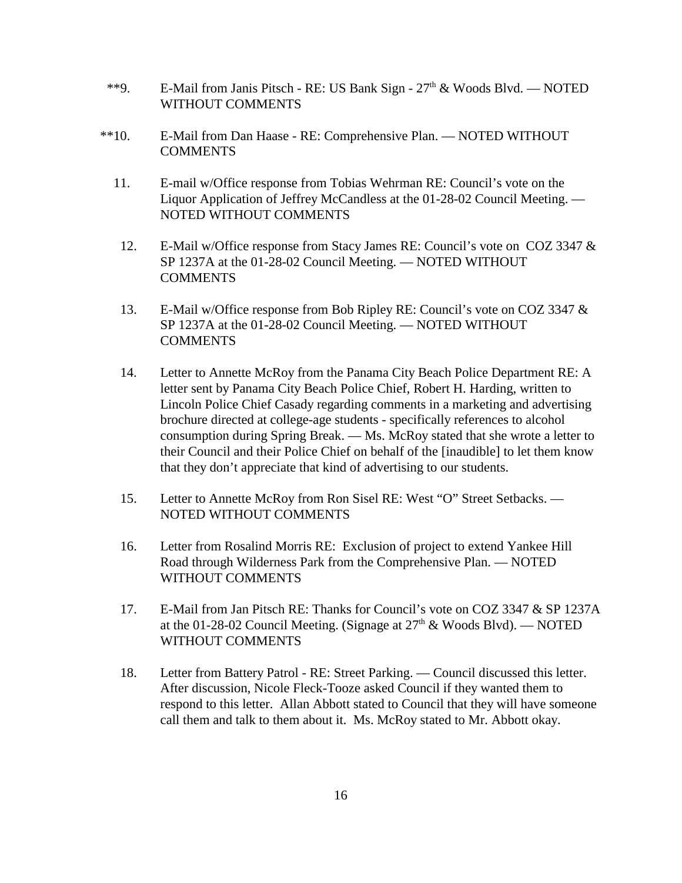**9. E-Mail from Janis Pitsch - RE: US Bank Sign - 27th & Woods Blvd. — NOTED WITHOUT COMMENTS

**10. E-Mail from Dan Haase - RE: Comprehensive Plan. — NOTED WITHOUT COMMENTS

11. E-mail w/Office response from Tobias Wehrman RE: Council's vote on the Liquor Application of Jeffrey McCandless at the 01-28-02 Council Meeting. — NOTED WITHOUT COMMENTS

12. E-Mail w/Office response from Stacy James RE: Council's vote on COZ 3347 & SP 1237A at the 01-28-02 Council Meeting. — NOTED WITHOUT COMMENTS

13. E-Mail w/Office response from Bob Ripley RE: Council's vote on COZ 3347 & SP 1237A at the 01-28-02 Council Meeting. — NOTED WITHOUT COMMENTS

14. Letter to Annette McRoy from the Panama City Beach Police Department RE: A letter sent by Panama City Beach Police Chief, Robert H. Harding, written to Lincoln Police Chief Casady regarding comments in a marketing and advertising brochure directed at college-age students - specifically references to alcohol consumption during Spring Break. — Ms. McRoy stated that she wrote a letter to their Council and their Police Chief on behalf of the [inaudible] to let them know that they don't appreciate that kind of advertising to our students.

15. Letter to Annette McRoy from Ron Sisel RE: West "O" Street Setbacks. — NOTED WITHOUT COMMENTS

16. Letter from Rosalind Morris RE: Exclusion of project to extend Yankee Hill Road through Wilderness Park from the Comprehensive Plan. — NOTED WITHOUT COMMENTS

17. E-Mail from Jan Pitsch RE: Thanks for Council's vote on COZ 3347 & SP 1237A at the 01-28-02 Council Meeting. (Signage at 27th & Woods Blvd). — NOTED WITHOUT COMMENTS

18. Letter from Battery Patrol - RE: Street Parking. — Council discussed this letter. After discussion, Nicole Fleck-Tooze asked Council if they wanted them to respond to this letter. Allan Abbott stated to Council that they will have someone call them and talk to them about it. Ms. McRoy stated to Mr. Abbott okay.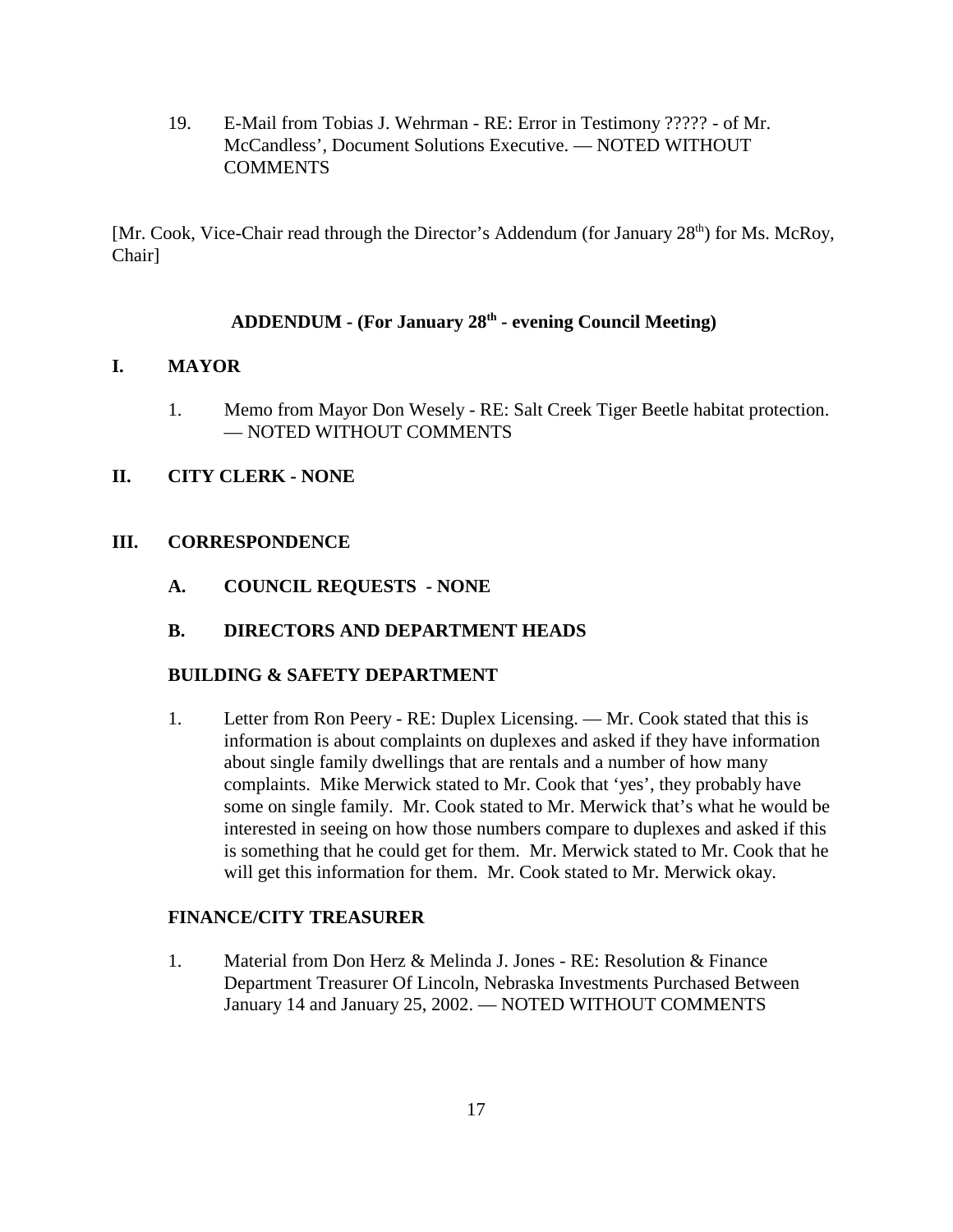19. E-Mail from Tobias J. Wehrman - RE: Error in Testimony ????? - of Mr. McCandless', Document Solutions Executive. — NOTED WITHOUT COMMENTS

[Mr. Cook, Vice-Chair read through the Director's Addendum (for January 28th) for Ms. McRoy, Chair]

## ADDENDUM - (For January 28th - evening Council Meeting)

## I. MAYOR

1. Memo from Mayor Don Wesely - RE: Salt Creek Tiger Beetle habitat protection. — NOTED WITHOUT COMMENTS

## II. CITY CLERK - NONE

## III. CORRESPONDENCE

### A. COUNCIL REQUESTS - NONE

### B. DIRECTORS AND DEPARTMENT HEADS

**BUILDING & SAFETY DEPARTMENT**

1. Letter from Ron Peery - RE: Duplex Licensing. — Mr. Cook stated that this is information is about complaints on duplexes and asked if they have information about single family dwellings that are rentals and a number of how many complaints. Mike Merwick stated to Mr. Cook that 'yes', they probably have some on single family. Mr. Cook stated to Mr. Merwick that's what he would be interested in seeing on how those numbers compare to duplexes and asked if this is something that he could get for them. Mr. Merwick stated to Mr. Cook that he will get this information for them. Mr. Cook stated to Mr. Merwick okay.

**FINANCE/CITY TREASURER**

1. Material from Don Herz & Melinda J. Jones - RE: Resolution & Finance Department Treasurer Of Lincoln, Nebraska Investments Purchased Between January 14 and January 25, 2002. — NOTED WITHOUT COMMENTS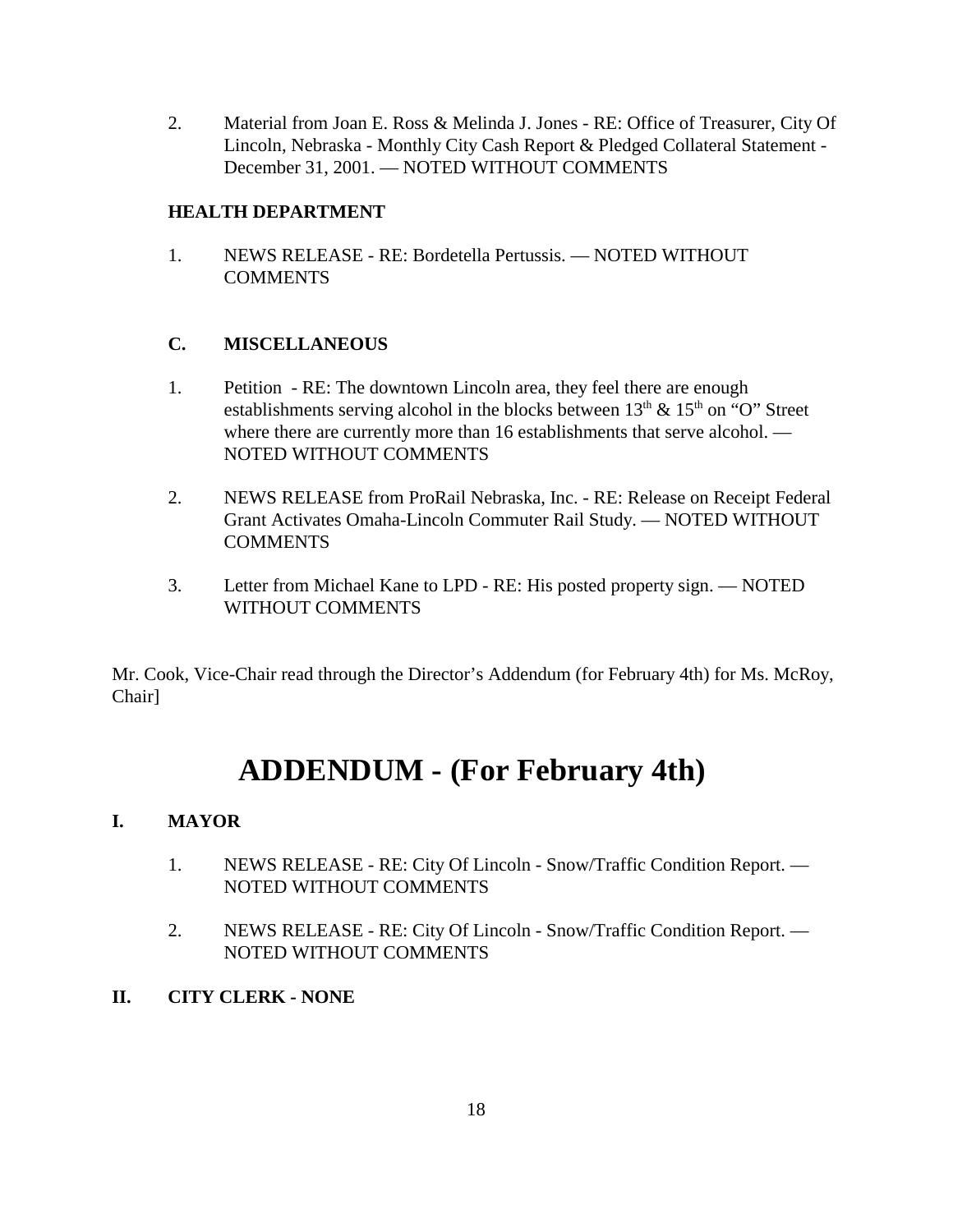2. Material from Joan E. Ross & Melinda J. Jones - RE: Office of Treasurer, City Of Lincoln, Nebraska - Monthly City Cash Report & Pledged Collateral Statement - December 31, 2001. — NOTED WITHOUT COMMENTS

**HEALTH DEPARTMENT**

1. NEWS RELEASE - RE: Bordetella Pertussis. — NOTED WITHOUT COMMENTS

**C. MISCELLANEOUS**

1. Petition - RE: The downtown Lincoln area, they feel there are enough establishments serving alcohol in the blocks between 13th & 15th on "O" Street where there are currently more than 16 establishments that serve alcohol. — NOTED WITHOUT COMMENTS

2. NEWS RELEASE from ProRail Nebraska, Inc. - RE: Release on Receipt Federal Grant Activates Omaha-Lincoln Commuter Rail Study. — NOTED WITHOUT COMMENTS

3. Letter from Michael Kane to LPD - RE: His posted property sign. — NOTED WITHOUT COMMENTS

Mr. Cook, Vice-Chair read through the Director's Addendum (for February 4th) for Ms. McRoy, Chair]

# ADDENDUM - (For February 4th)

**I. MAYOR**

1. NEWS RELEASE - RE: City Of Lincoln - Snow/Traffic Condition Report. — NOTED WITHOUT COMMENTS

2. NEWS RELEASE - RE: City Of Lincoln - Snow/Traffic Condition Report. — NOTED WITHOUT COMMENTS

**II. CITY CLERK - NONE**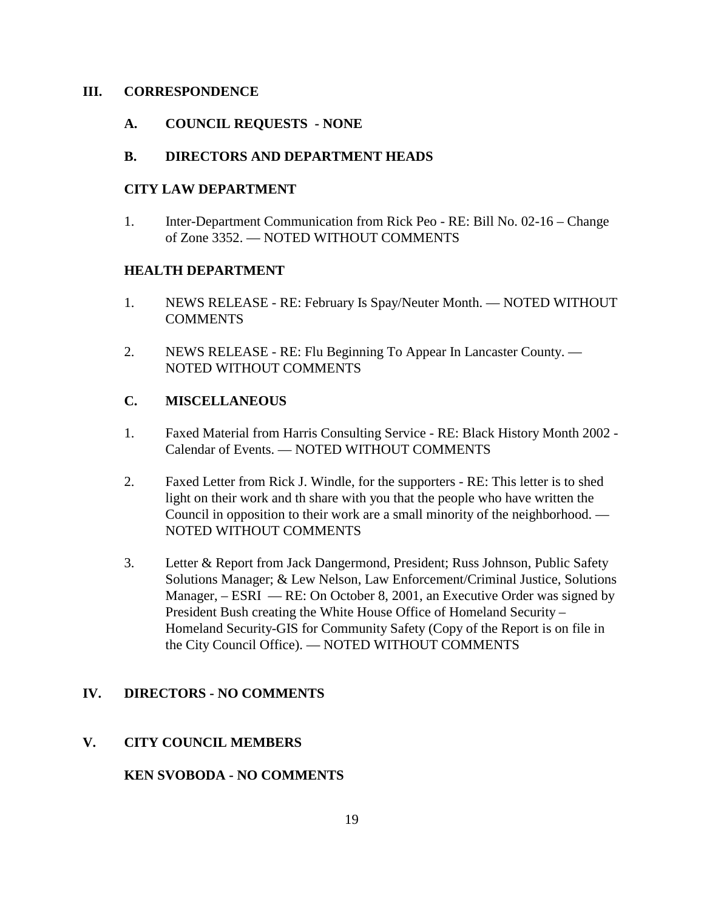## III. CORRESPONDENCE

### A. COUNCIL REQUESTS - NONE

### B. DIRECTORS AND DEPARTMENT HEADS

**CITY LAW DEPARTMENT**

1. Inter-Department Communication from Rick Peo - RE: Bill No. 02-16 – Change of Zone 3352. — NOTED WITHOUT COMMENTS

**HEALTH DEPARTMENT**

1. NEWS RELEASE - RE: February Is Spay/Neuter Month. — NOTED WITHOUT COMMENTS

2. NEWS RELEASE - RE: Flu Beginning To Appear In Lancaster County. — NOTED WITHOUT COMMENTS

### C. MISCELLANEOUS

1. Faxed Material from Harris Consulting Service - RE: Black History Month 2002 - Calendar of Events. — NOTED WITHOUT COMMENTS

2. Faxed Letter from Rick J. Windle, for the supporters - RE: This letter is to shed light on their work and th share with you that the people who have written the Council in opposition to their work are a small minority of the neighborhood. — NOTED WITHOUT COMMENTS

3. Letter & Report from Jack Dangermond, President; Russ Johnson, Public Safety Solutions Manager; & Lew Nelson, Law Enforcement/Criminal Justice, Solutions Manager, – ESRI — RE: On October 8, 2001, an Executive Order was signed by President Bush creating the White House Office of Homeland Security – Homeland Security-GIS for Community Safety (Copy of the Report is on file in the City Council Office). — NOTED WITHOUT COMMENTS

## IV. DIRECTORS - NO COMMENTS

## V. CITY COUNCIL MEMBERS

**KEN SVOBODA - NO COMMENTS**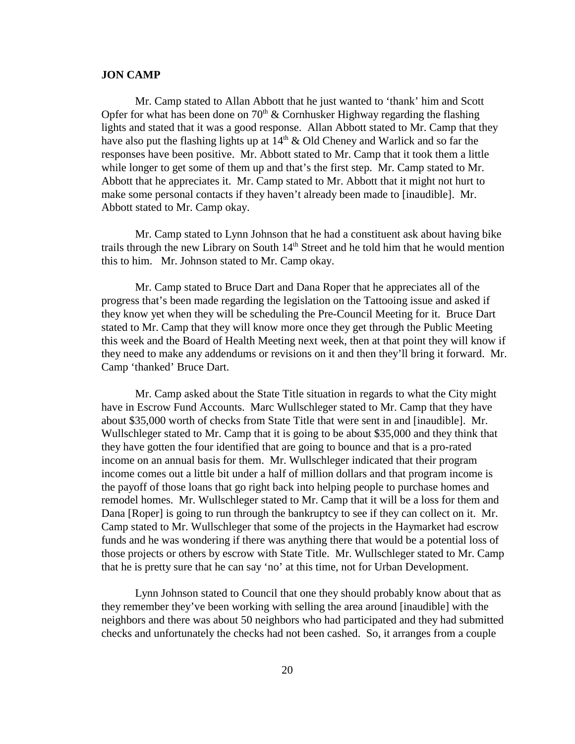**JON CAMP**

Mr. Camp stated to Allan Abbott that he just wanted to 'thank' him and Scott Opfer for what has been done on 70th & Cornhusker Highway regarding the flashing lights and stated that it was a good response. Allan Abbott stated to Mr. Camp that they have also put the flashing lights up at 14th & Old Cheney and Warlick and so far the responses have been positive. Mr. Abbott stated to Mr. Camp that it took them a little while longer to get some of them up and that's the first step. Mr. Camp stated to Mr. Abbott that he appreciates it. Mr. Camp stated to Mr. Abbott that it might not hurt to make some personal contacts if they haven't already been made to [inaudible]. Mr. Abbott stated to Mr. Camp okay.

Mr. Camp stated to Lynn Johnson that he had a constituent ask about having bike trails through the new Library on South 14th Street and he told him that he would mention this to him. Mr. Johnson stated to Mr. Camp okay.

Mr. Camp stated to Bruce Dart and Dana Roper that he appreciates all of the progress that's been made regarding the legislation on the Tattooing issue and asked if they know yet when they will be scheduling the Pre-Council Meeting for it. Bruce Dart stated to Mr. Camp that they will know more once they get through the Public Meeting this week and the Board of Health Meeting next week, then at that point they will know if they need to make any addendums or revisions on it and then they'll bring it forward. Mr. Camp 'thanked' Bruce Dart.

Mr. Camp asked about the State Title situation in regards to what the City might have in Escrow Fund Accounts. Marc Wullschleger stated to Mr. Camp that they have about $35,000 worth of checks from State Title that were sent in and [inaudible]. Mr. Wullschleger stated to Mr. Camp that it is going to be about $35,000 and they think that they have gotten the four identified that are going to bounce and that is a pro-rated income on an annual basis for them. Mr. Wullschleger indicated that their program income comes out a little bit under a half of million dollars and that program income is the payoff of those loans that go right back into helping people to purchase homes and remodel homes. Mr. Wullschleger stated to Mr. Camp that it will be a loss for them and Dana [Roper] is going to run through the bankruptcy to see if they can collect on it. Mr. Camp stated to Mr. Wullschleger that some of the projects in the Haymarket had escrow funds and he was wondering if there was anything there that would be a potential loss of those projects or others by escrow with State Title. Mr. Wullschleger stated to Mr. Camp that he is pretty sure that he can say 'no' at this time, not for Urban Development.

Lynn Johnson stated to Council that one they should probably know about that as they remember they've been working with selling the area around [inaudible] with the neighbors and there was about 50 neighbors who had participated and they had submitted checks and unfortunately the checks had not been cashed. So, it arranges from a couple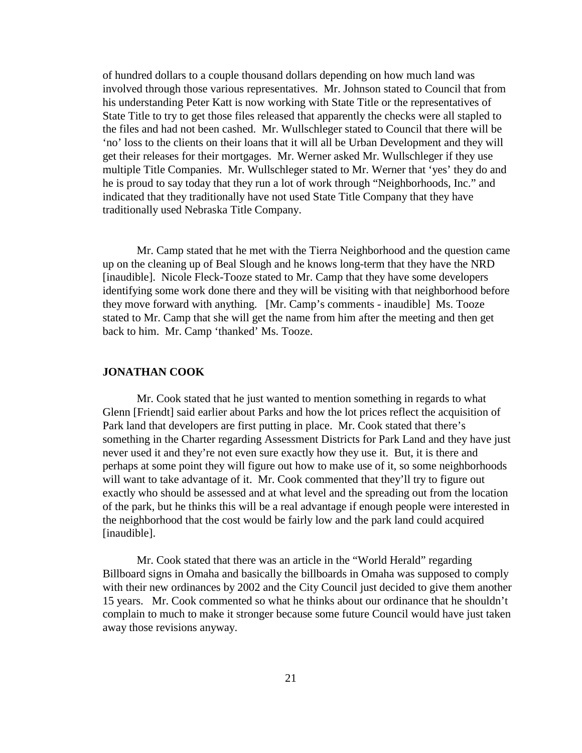of hundred dollars to a couple thousand dollars depending on how much land was involved through those various representatives. Mr. Johnson stated to Council that from his understanding Peter Katt is now working with State Title or the representatives of State Title to try to get those files released that apparently the checks were all stapled to the files and had not been cashed. Mr. Wullschleger stated to Council that there will be 'no' loss to the clients on their loans that it will all be Urban Development and they will get their releases for their mortgages. Mr. Werner asked Mr. Wullschleger if they use multiple Title Companies. Mr. Wullschleger stated to Mr. Werner that 'yes' they do and he is proud to say today that they run a lot of work through "Neighborhoods, Inc." and indicated that they traditionally have not used State Title Company that they have traditionally used Nebraska Title Company.

Mr. Camp stated that he met with the Tierra Neighborhood and the question came up on the cleaning up of Beal Slough and he knows long-term that they have the NRD [inaudible]. Nicole Fleck-Tooze stated to Mr. Camp that they have some developers identifying some work done there and they will be visiting with that neighborhood before they move forward with anything. [Mr. Camp's comments - inaudible] Ms. Tooze stated to Mr. Camp that she will get the name from him after the meeting and then get back to him. Mr. Camp 'thanked' Ms. Tooze.

**JONATHAN COOK**

Mr. Cook stated that he just wanted to mention something in regards to what Glenn [Friendt] said earlier about Parks and how the lot prices reflect the acquisition of Park land that developers are first putting in place. Mr. Cook stated that there's something in the Charter regarding Assessment Districts for Park Land and they have just never used it and they're not even sure exactly how they use it. But, it is there and perhaps at some point they will figure out how to make use of it, so some neighborhoods will want to take advantage of it. Mr. Cook commented that they'll try to figure out exactly who should be assessed and at what level and the spreading out from the location of the park, but he thinks this will be a real advantage if enough people were interested in the neighborhood that the cost would be fairly low and the park land could acquired [inaudible].

Mr. Cook stated that there was an article in the "World Herald" regarding Billboard signs in Omaha and basically the billboards in Omaha was supposed to comply with their new ordinances by 2002 and the City Council just decided to give them another 15 years. Mr. Cook commented so what he thinks about our ordinance that he shouldn't complain to much to make it stronger because some future Council would have just taken away those revisions anyway.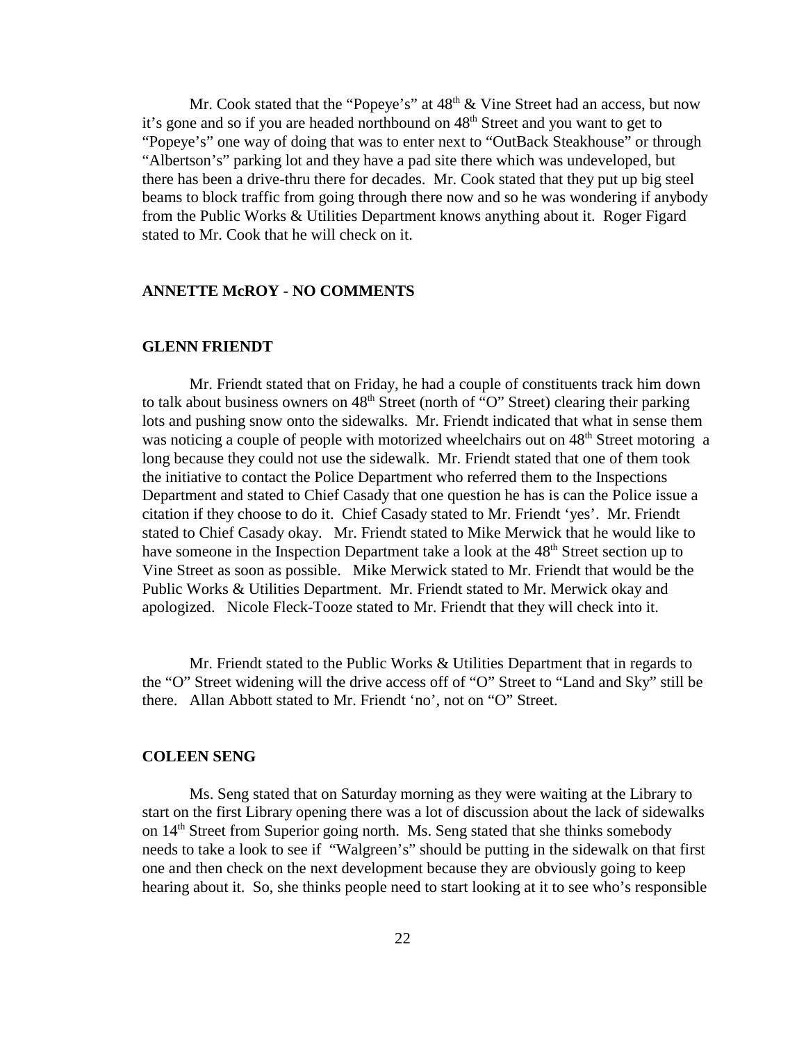Mr. Cook stated that the "Popeye's" at 48th & Vine Street had an access, but now it's gone and so if you are headed northbound on 48th Street and you want to get to "Popeye's" one way of doing that was to enter next to "OutBack Steakhouse" or through "Albertson's" parking lot and they have a pad site there which was undeveloped, but there has been a drive-thru there for decades. Mr. Cook stated that they put up big steel beams to block traffic from going through there now and so he was wondering if anybody from the Public Works & Utilities Department knows anything about it. Roger Figard stated to Mr. Cook that he will check on it.

**ANNETTE McROY - NO COMMENTS**

**GLENN FRIENDT**

Mr. Friendt stated that on Friday, he had a couple of constituents track him down to talk about business owners on 48th Street (north of "O" Street) clearing their parking lots and pushing snow onto the sidewalks. Mr. Friendt indicated that what in sense them was noticing a couple of people with motorized wheelchairs out on 48th Street motoring a long because they could not use the sidewalk. Mr. Friendt stated that one of them took the initiative to contact the Police Department who referred them to the Inspections Department and stated to Chief Casady that one question he has is can the Police issue a citation if they choose to do it. Chief Casady stated to Mr. Friendt 'yes'. Mr. Friendt stated to Chief Casady okay. Mr. Friendt stated to Mike Merwick that he would like to have someone in the Inspection Department take a look at the 48th Street section up to Vine Street as soon as possible. Mike Merwick stated to Mr. Friendt that would be the Public Works & Utilities Department. Mr. Friendt stated to Mr. Merwick okay and apologized. Nicole Fleck-Tooze stated to Mr. Friendt that they will check into it.

Mr. Friendt stated to the Public Works & Utilities Department that in regards to the "O" Street widening will the drive access off of "O" Street to "Land and Sky" still be there. Allan Abbott stated to Mr. Friendt 'no', not on "O" Street.

**COLEEN SENG**

Ms. Seng stated that on Saturday morning as they were waiting at the Library to start on the first Library opening there was a lot of discussion about the lack of sidewalks on 14th Street from Superior going north. Ms. Seng stated that she thinks somebody needs to take a look to see if "Walgreen's" should be putting in the sidewalk on that first one and then check on the next development because they are obviously going to keep hearing about it. So, she thinks people need to start looking at it to see who's responsible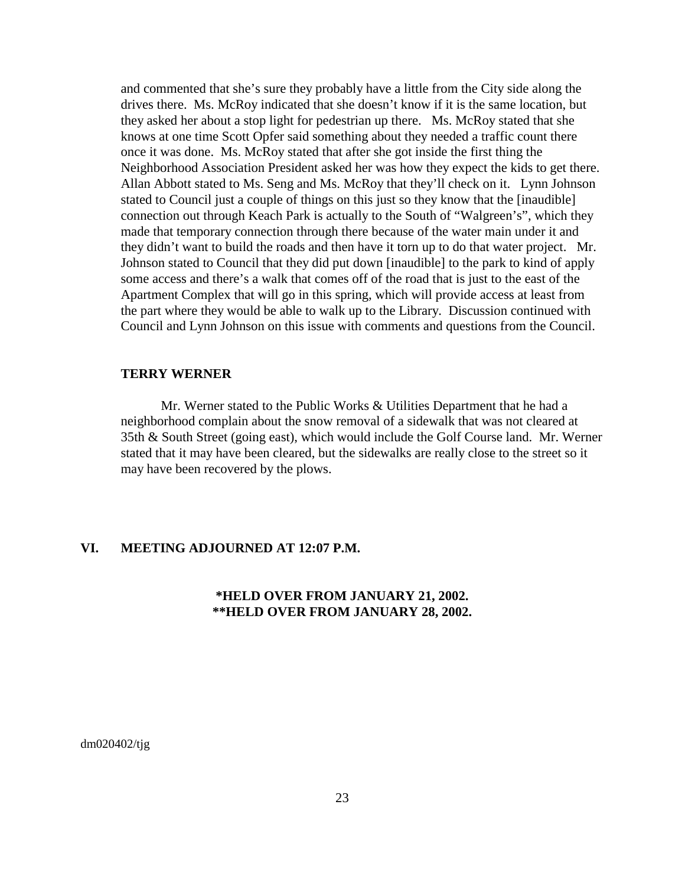and commented that she's sure they probably have a little from the City side along the drives there. Ms. McRoy indicated that she doesn't know if it is the same location, but they asked her about a stop light for pedestrian up there. Ms. McRoy stated that she knows at one time Scott Opfer said something about they needed a traffic count there once it was done. Ms. McRoy stated that after she got inside the first thing the Neighborhood Association President asked her was how they expect the kids to get there. Allan Abbott stated to Ms. Seng and Ms. McRoy that they'll check on it. Lynn Johnson stated to Council just a couple of things on this just so they know that the [inaudible] connection out through Keach Park is actually to the South of "Walgreen's", which they made that temporary connection through there because of the water main under it and they didn't want to build the roads and then have it torn up to do that water project. Mr. Johnson stated to Council that they did put down [inaudible] to the park to kind of apply some access and there's a walk that comes off of the road that is just to the east of the Apartment Complex that will go in this spring, which will provide access at least from the part where they would be able to walk up to the Library. Discussion continued with Council and Lynn Johnson on this issue with comments and questions from the Council.

**TERRY WERNER**

Mr. Werner stated to the Public Works & Utilities Department that he had a neighborhood complain about the snow removal of a sidewalk that was not cleared at 35th & South Street (going east), which would include the Golf Course land. Mr. Werner stated that it may have been cleared, but the sidewalks are really close to the street so it may have been recovered by the plows.

## VI. MEETING ADJOURNED AT 12:07 P.M.

**\*HELD OVER FROM JANUARY 21, 2002.**
**\*\*HELD OVER FROM JANUARY 28, 2002.**

dm020402/tjg